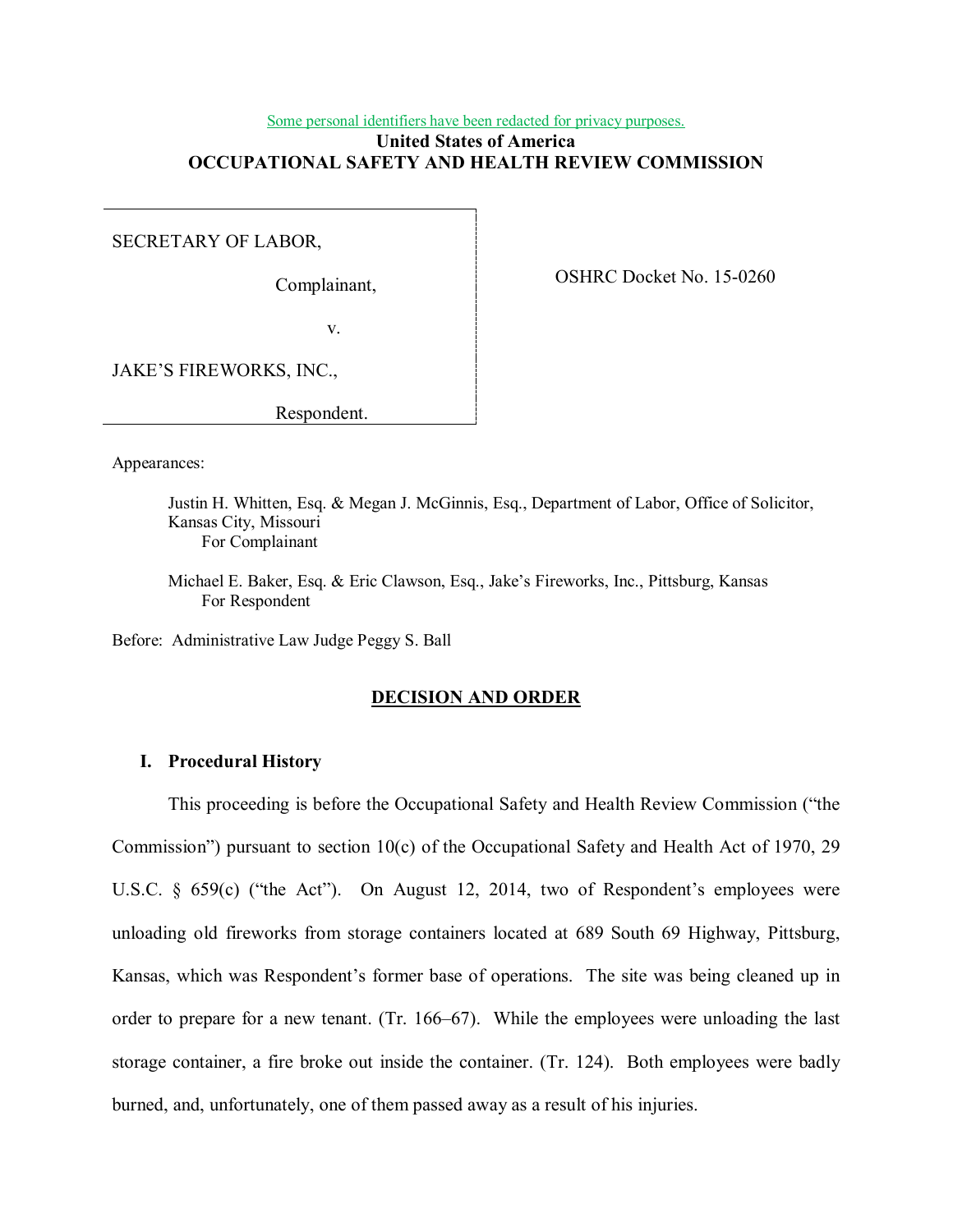Some personal identifiers have been redacted for privacy purposes.

**United States of America**
**OCCUPATIONAL SAFETY AND HEALTH REVIEW COMMISSION**

SECRETARY OF LABOR,

Complainant,

v.

JAKE'S FIREWORKS, INC.,

Respondent.

OSHRC Docket No. 15-0260

Appearances:

Justin H. Whitten, Esq. & Megan J. McGinnis, Esq., Department of Labor, Office of Solicitor, Kansas City, Missouri
For Complainant

Michael E. Baker, Esq. & Eric Clawson, Esq., Jake's Fireworks, Inc., Pittsburg, Kansas
For Respondent

Before: Administrative Law Judge Peggy S. Ball

## DECISION AND ORDER

### I. Procedural History

This proceeding is before the Occupational Safety and Health Review Commission ("the Commission") pursuant to section 10(c) of the Occupational Safety and Health Act of 1970, 29 U.S.C. § 659(c) ("the Act"). On August 12, 2014, two of Respondent's employees were unloading old fireworks from storage containers located at 689 South 69 Highway, Pittsburg, Kansas, which was Respondent's former base of operations. The site was being cleaned up in order to prepare for a new tenant. (Tr. 166–67). While the employees were unloading the last storage container, a fire broke out inside the container. (Tr. 124). Both employees were badly burned, and, unfortunately, one of them passed away as a result of his injuries.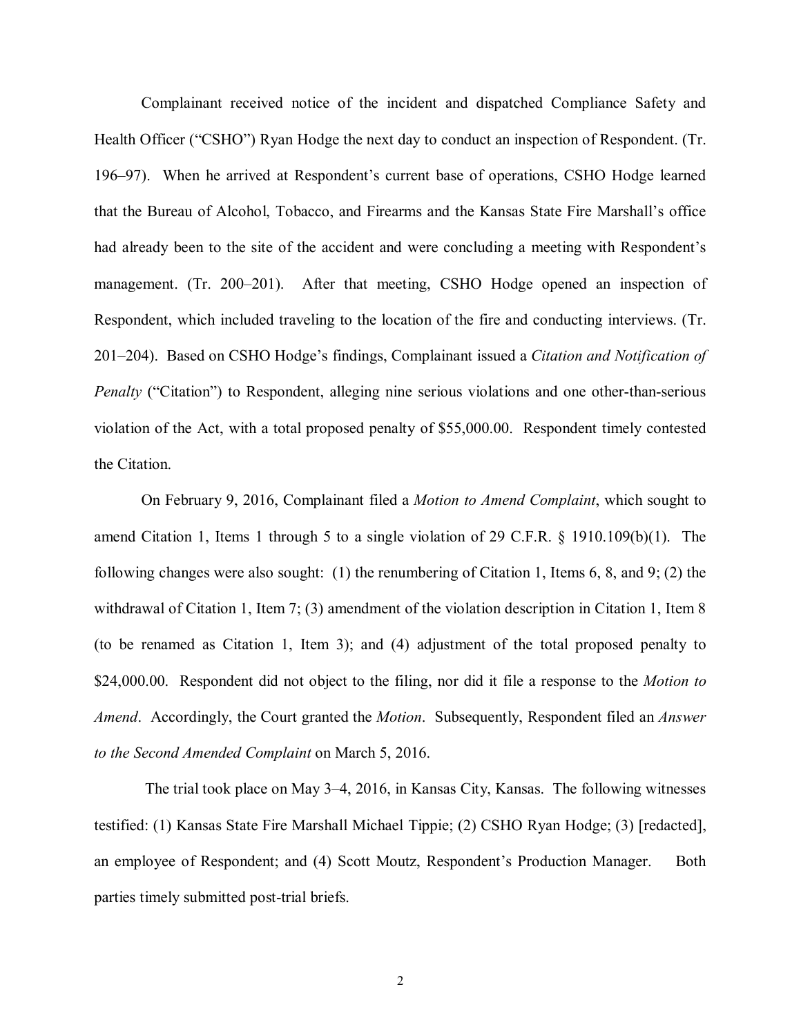Complainant received notice of the incident and dispatched Compliance Safety and Health Officer ("CSHO") Ryan Hodge the next day to conduct an inspection of Respondent. (Tr. 196–97). When he arrived at Respondent's current base of operations, CSHO Hodge learned that the Bureau of Alcohol, Tobacco, and Firearms and the Kansas State Fire Marshall's office had already been to the site of the accident and were concluding a meeting with Respondent's management. (Tr. 200–201). After that meeting, CSHO Hodge opened an inspection of Respondent, which included traveling to the location of the fire and conducting interviews. (Tr. 201–204). Based on CSHO Hodge's findings, Complainant issued a *Citation and Notification of Penalty* ("Citation") to Respondent, alleging nine serious violations and one other-than-serious violation of the Act, with a total proposed penalty of $55,000.00. Respondent timely contested the Citation.

On February 9, 2016, Complainant filed a *Motion to Amend Complaint*, which sought to amend Citation 1, Items 1 through 5 to a single violation of 29 C.F.R. § 1910.109(b)(1). The following changes were also sought: (1) the renumbering of Citation 1, Items 6, 8, and 9; (2) the withdrawal of Citation 1, Item 7; (3) amendment of the violation description in Citation 1, Item 8 (to be renamed as Citation 1, Item 3); and (4) adjustment of the total proposed penalty to $24,000.00. Respondent did not object to the filing, nor did it file a response to the *Motion to Amend*. Accordingly, the Court granted the *Motion*. Subsequently, Respondent filed an *Answer to the Second Amended Complaint* on March 5, 2016.

The trial took place on May 3–4, 2016, in Kansas City, Kansas. The following witnesses testified: (1) Kansas State Fire Marshall Michael Tippie; (2) CSHO Ryan Hodge; (3) [redacted], an employee of Respondent; and (4) Scott Moutz, Respondent's Production Manager. Both parties timely submitted post-trial briefs.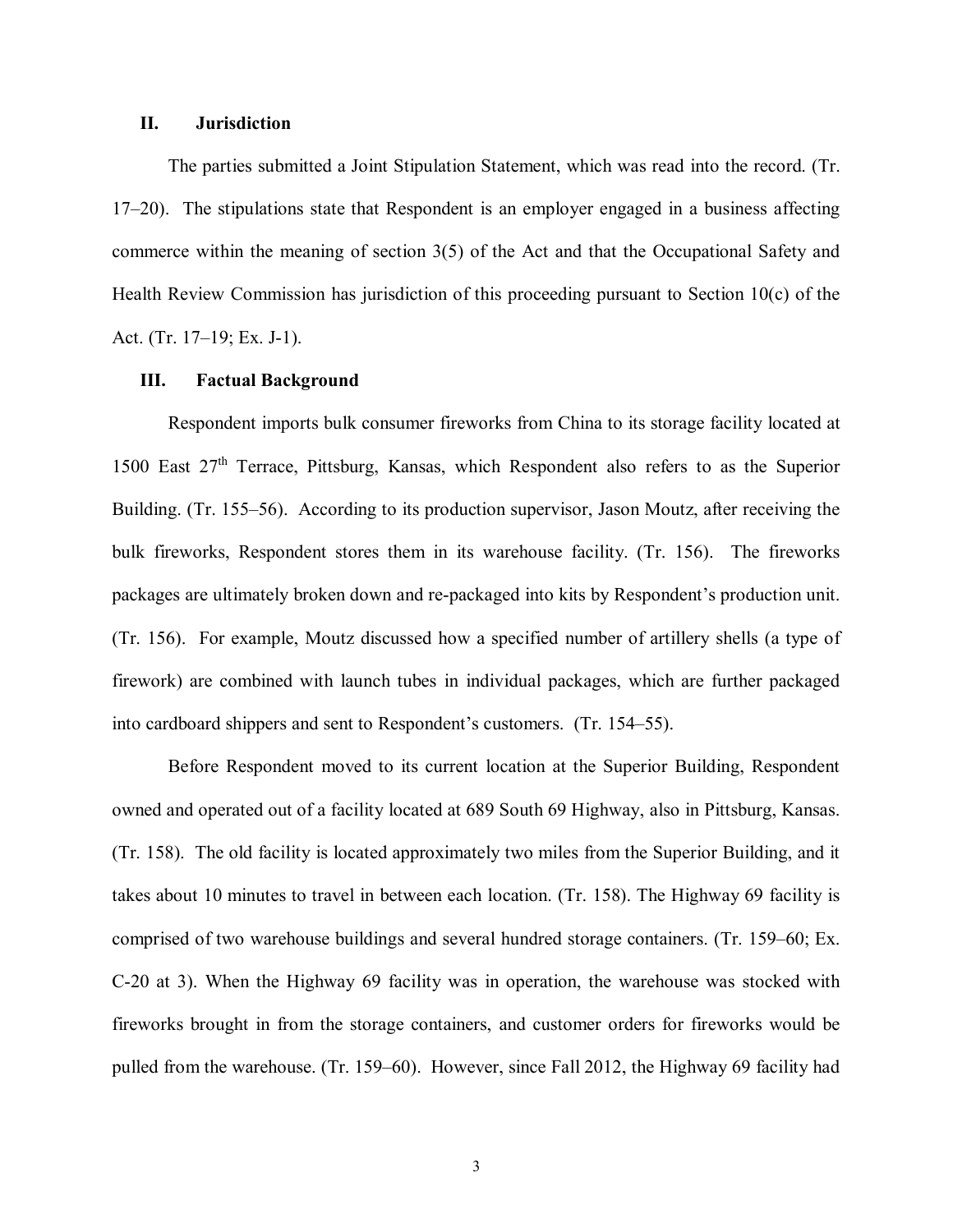## II. Jurisdiction

The parties submitted a Joint Stipulation Statement, which was read into the record. (Tr. 17–20). The stipulations state that Respondent is an employer engaged in a business affecting commerce within the meaning of section 3(5) of the Act and that the Occupational Safety and Health Review Commission has jurisdiction of this proceeding pursuant to Section 10(c) of the Act. (Tr. 17–19; Ex. J-1).

## III. Factual Background

Respondent imports bulk consumer fireworks from China to its storage facility located at 1500 East 27th Terrace, Pittsburg, Kansas, which Respondent also refers to as the Superior Building. (Tr. 155–56). According to its production supervisor, Jason Moutz, after receiving the bulk fireworks, Respondent stores them in its warehouse facility. (Tr. 156). The fireworks packages are ultimately broken down and re-packaged into kits by Respondent's production unit. (Tr. 156). For example, Moutz discussed how a specified number of artillery shells (a type of firework) are combined with launch tubes in individual packages, which are further packaged into cardboard shippers and sent to Respondent's customers. (Tr. 154–55).

Before Respondent moved to its current location at the Superior Building, Respondent owned and operated out of a facility located at 689 South 69 Highway, also in Pittsburg, Kansas. (Tr. 158). The old facility is located approximately two miles from the Superior Building, and it takes about 10 minutes to travel in between each location. (Tr. 158). The Highway 69 facility is comprised of two warehouse buildings and several hundred storage containers. (Tr. 159–60; Ex. C-20 at 3). When the Highway 69 facility was in operation, the warehouse was stocked with fireworks brought in from the storage containers, and customer orders for fireworks would be pulled from the warehouse. (Tr. 159–60). However, since Fall 2012, the Highway 69 facility had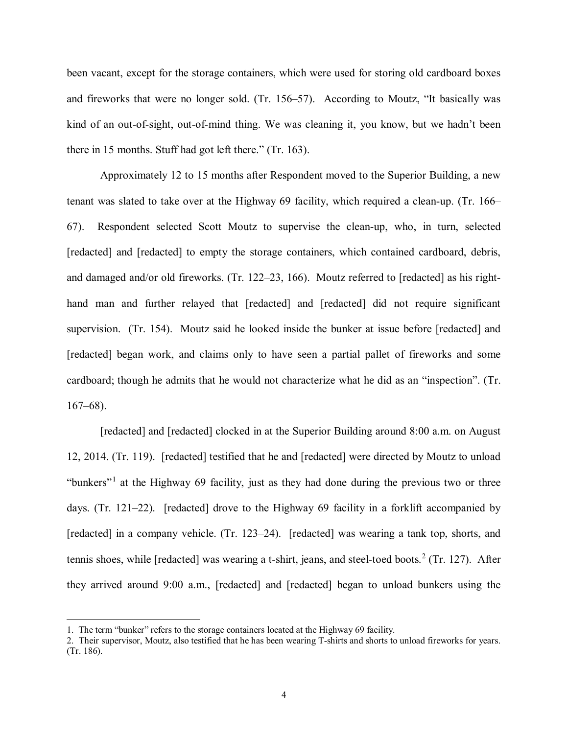been vacant, except for the storage containers, which were used for storing old cardboard boxes and fireworks that were no longer sold. (Tr. 156–57). According to Moutz, "It basically was kind of an out-of-sight, out-of-mind thing. We was cleaning it, you know, but we hadn't been there in 15 months. Stuff had got left there." (Tr. 163).

Approximately 12 to 15 months after Respondent moved to the Superior Building, a new tenant was slated to take over at the Highway 69 facility, which required a clean-up. (Tr. 166–67). Respondent selected Scott Moutz to supervise the clean-up, who, in turn, selected [redacted] and [redacted] to empty the storage containers, which contained cardboard, debris, and damaged and/or old fireworks. (Tr. 122–23, 166). Moutz referred to [redacted] as his right-hand man and further relayed that [redacted] and [redacted] did not require significant supervision. (Tr. 154). Moutz said he looked inside the bunker at issue before [redacted] and [redacted] began work, and claims only to have seen a partial pallet of fireworks and some cardboard; though he admits that he would not characterize what he did as an "inspection". (Tr. 167–68).

[redacted] and [redacted] clocked in at the Superior Building around 8:00 a.m. on August 12, 2014. (Tr. 119). [redacted] testified that he and [redacted] were directed by Moutz to unload "bunkers"[1] at the Highway 69 facility, just as they had done during the previous two or three days. (Tr. 121–22). [redacted] drove to the Highway 69 facility in a forklift accompanied by [redacted] in a company vehicle. (Tr. 123–24). [redacted] was wearing a tank top, shorts, and tennis shoes, while [redacted] was wearing a t-shirt, jeans, and steel-toed boots.[2] (Tr. 127). After they arrived around 9:00 a.m., [redacted] and [redacted] began to unload bunkers using the

---

1. The term "bunker" refers to the storage containers located at the Highway 69 facility.

2. Their supervisor, Moutz, also testified that he has been wearing T-shirts and shorts to unload fireworks for years. (Tr. 186).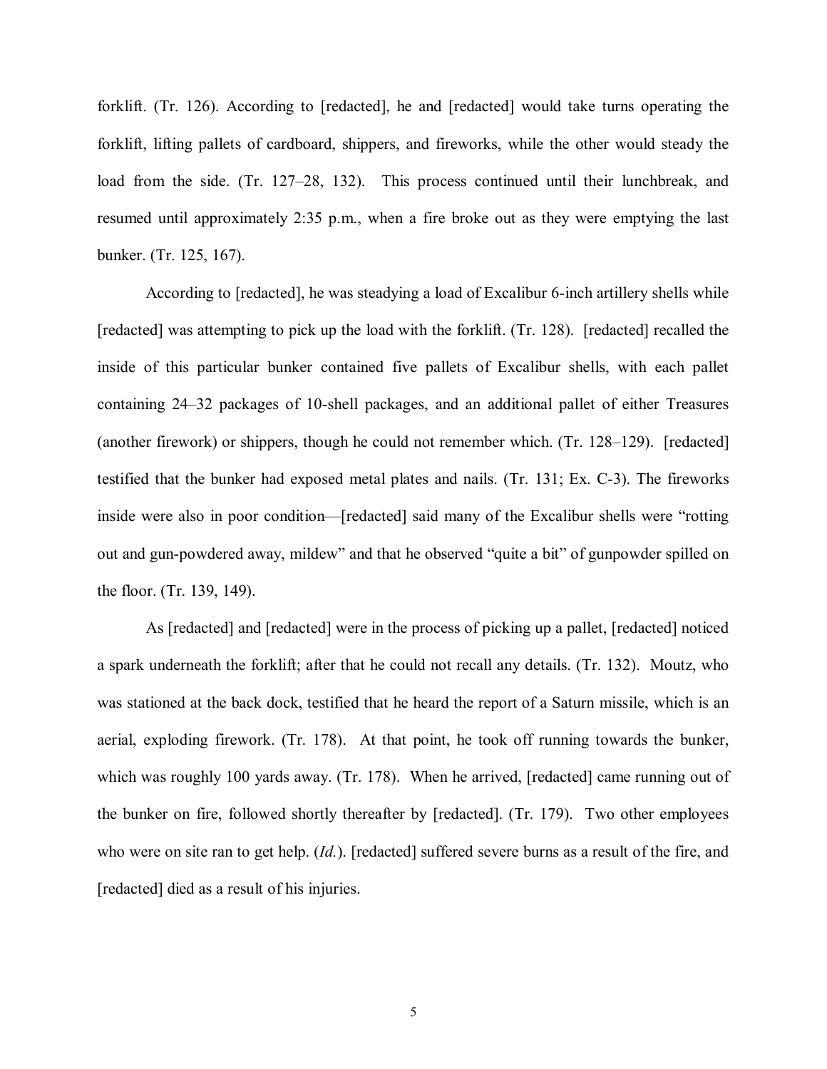forklift. (Tr. 126). According to [redacted], he and [redacted] would take turns operating the forklift, lifting pallets of cardboard, shippers, and fireworks, while the other would steady the load from the side. (Tr. 127–28, 132). This process continued until their lunchbreak, and resumed until approximately 2:35 p.m., when a fire broke out as they were emptying the last bunker. (Tr. 125, 167).

According to [redacted], he was steadying a load of Excalibur 6-inch artillery shells while [redacted] was attempting to pick up the load with the forklift. (Tr. 128). [redacted] recalled the inside of this particular bunker contained five pallets of Excalibur shells, with each pallet containing 24–32 packages of 10-shell packages, and an additional pallet of either Treasures (another firework) or shippers, though he could not remember which. (Tr. 128–129). [redacted] testified that the bunker had exposed metal plates and nails. (Tr. 131; Ex. C-3). The fireworks inside were also in poor condition—[redacted] said many of the Excalibur shells were "rotting out and gun-powdered away, mildew" and that he observed "quite a bit" of gunpowder spilled on the floor. (Tr. 139, 149).

As [redacted] and [redacted] were in the process of picking up a pallet, [redacted] noticed a spark underneath the forklift; after that he could not recall any details. (Tr. 132). Moutz, who was stationed at the back dock, testified that he heard the report of a Saturn missile, which is an aerial, exploding firework. (Tr. 178). At that point, he took off running towards the bunker, which was roughly 100 yards away. (Tr. 178). When he arrived, [redacted] came running out of the bunker on fire, followed shortly thereafter by [redacted]. (Tr. 179). Two other employees who were on site ran to get help. (*Id.*). [redacted] suffered severe burns as a result of the fire, and [redacted] died as a result of his injuries.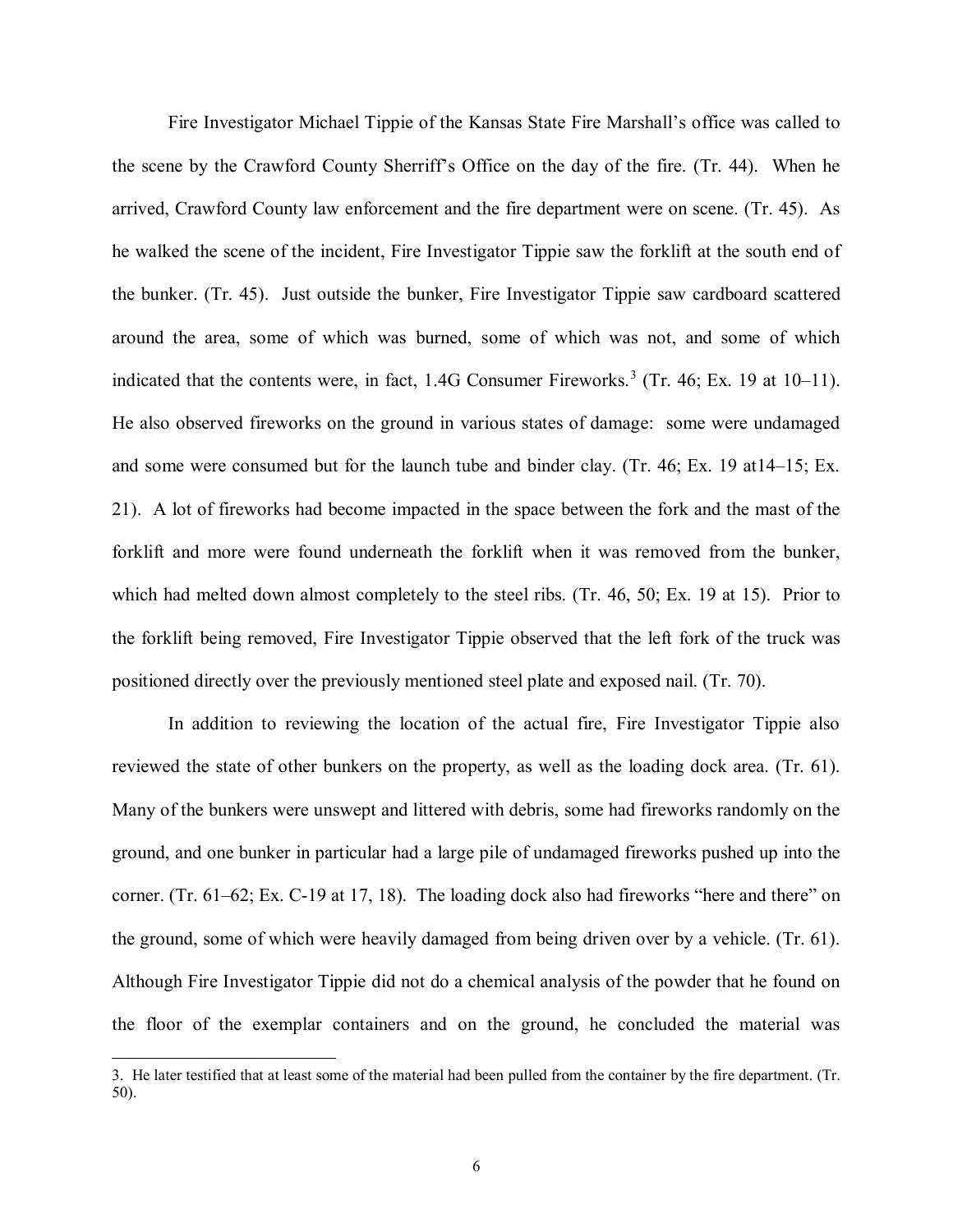Fire Investigator Michael Tippie of the Kansas State Fire Marshall's office was called to the scene by the Crawford County Sherriff's Office on the day of the fire. (Tr. 44). When he arrived, Crawford County law enforcement and the fire department were on scene. (Tr. 45). As he walked the scene of the incident, Fire Investigator Tippie saw the forklift at the south end of the bunker. (Tr. 45). Just outside the bunker, Fire Investigator Tippie saw cardboard scattered around the area, some of which was burned, some of which was not, and some of which indicated that the contents were, in fact, 1.4G Consumer Fireworks.[3] (Tr. 46; Ex. 19 at 10–11). He also observed fireworks on the ground in various states of damage: some were undamaged and some were consumed but for the launch tube and binder clay. (Tr. 46; Ex. 19 at14–15; Ex. 21). A lot of fireworks had become impacted in the space between the fork and the mast of the forklift and more were found underneath the forklift when it was removed from the bunker, which had melted down almost completely to the steel ribs. (Tr. 46, 50; Ex. 19 at 15). Prior to the forklift being removed, Fire Investigator Tippie observed that the left fork of the truck was positioned directly over the previously mentioned steel plate and exposed nail. (Tr. 70).

In addition to reviewing the location of the actual fire, Fire Investigator Tippie also reviewed the state of other bunkers on the property, as well as the loading dock area. (Tr. 61). Many of the bunkers were unswept and littered with debris, some had fireworks randomly on the ground, and one bunker in particular had a large pile of undamaged fireworks pushed up into the corner. (Tr. 61–62; Ex. C-19 at 17, 18). The loading dock also had fireworks "here and there" on the ground, some of which were heavily damaged from being driven over by a vehicle. (Tr. 61). Although Fire Investigator Tippie did not do a chemical analysis of the powder that he found on the floor of the exemplar containers and on the ground, he concluded the material was

3. He later testified that at least some of the material had been pulled from the container by the fire department. (Tr. 50).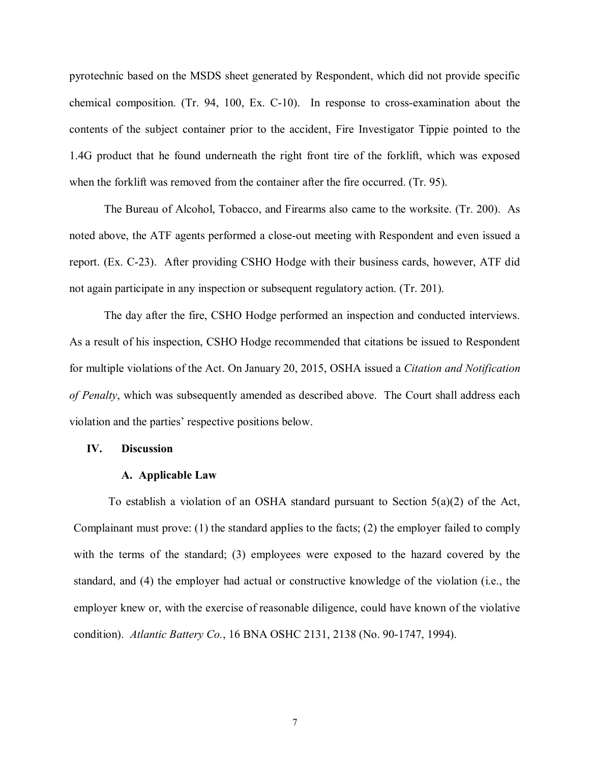pyrotechnic based on the MSDS sheet generated by Respondent, which did not provide specific chemical composition. (Tr. 94, 100, Ex. C-10). In response to cross-examination about the contents of the subject container prior to the accident, Fire Investigator Tippie pointed to the 1.4G product that he found underneath the right front tire of the forklift, which was exposed when the forklift was removed from the container after the fire occurred. (Tr. 95).

The Bureau of Alcohol, Tobacco, and Firearms also came to the worksite. (Tr. 200). As noted above, the ATF agents performed a close-out meeting with Respondent and even issued a report. (Ex. C-23). After providing CSHO Hodge with their business cards, however, ATF did not again participate in any inspection or subsequent regulatory action. (Tr. 201).

The day after the fire, CSHO Hodge performed an inspection and conducted interviews. As a result of his inspection, CSHO Hodge recommended that citations be issued to Respondent for multiple violations of the Act. On January 20, 2015, OSHA issued a *Citation and Notification of Penalty*, which was subsequently amended as described above. The Court shall address each violation and the parties' respective positions below.

## IV. Discussion

### A. Applicable Law

To establish a violation of an OSHA standard pursuant to Section 5(a)(2) of the Act, Complainant must prove: (1) the standard applies to the facts; (2) the employer failed to comply with the terms of the standard; (3) employees were exposed to the hazard covered by the standard, and (4) the employer had actual or constructive knowledge of the violation (i.e., the employer knew or, with the exercise of reasonable diligence, could have known of the violative condition). *Atlantic Battery Co.*, 16 BNA OSHC 2131, 2138 (No. 90-1747, 1994).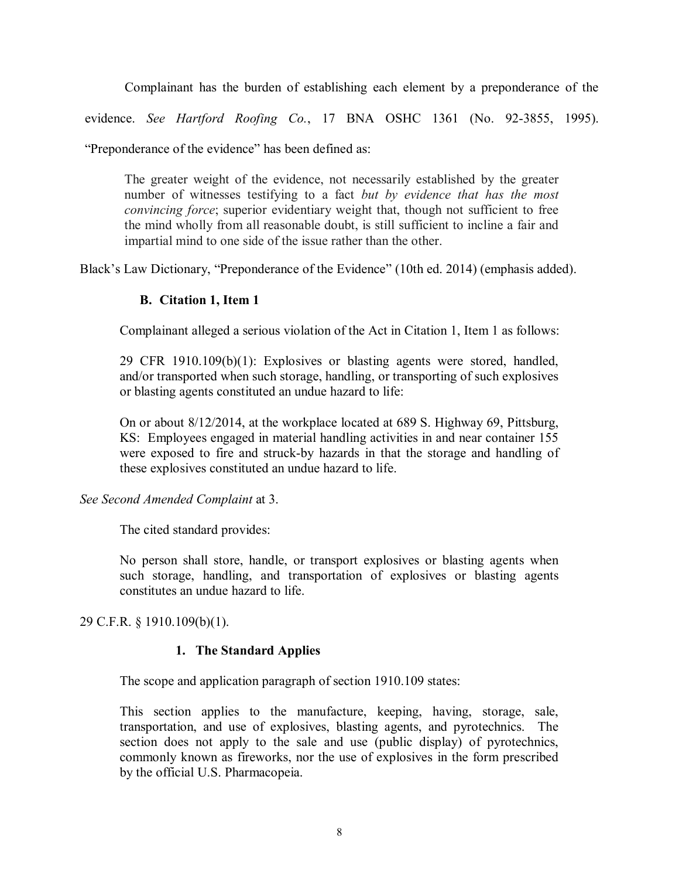Complainant has the burden of establishing each element by a preponderance of the evidence. *See Hartford Roofing Co.*, 17 BNA OSHC 1361 (No. 92-3855, 1995). "Preponderance of the evidence" has been defined as:

> The greater weight of the evidence, not necessarily established by the greater number of witnesses testifying to a fact *but by evidence that has the most convincing force*; superior evidentiary weight that, though not sufficient to free the mind wholly from all reasonable doubt, is still sufficient to incline a fair and impartial mind to one side of the issue rather than the other.

Black's Law Dictionary, "Preponderance of the Evidence" (10th ed. 2014) (emphasis added).

### B. Citation 1, Item 1

Complainant alleged a serious violation of the Act in Citation 1, Item 1 as follows:

> 29 CFR 1910.109(b)(1): Explosives or blasting agents were stored, handled, and/or transported when such storage, handling, or transporting of such explosives or blasting agents constituted an undue hazard to life:
>
> On or about 8/12/2014, at the workplace located at 689 S. Highway 69, Pittsburg, KS: Employees engaged in material handling activities in and near container 155 were exposed to fire and struck-by hazards in that the storage and handling of these explosives constituted an undue hazard to life.

*See Second Amended Complaint* at 3.

The cited standard provides:

> No person shall store, handle, or transport explosives or blasting agents when such storage, handling, and transportation of explosives or blasting agents constitutes an undue hazard to life.

29 C.F.R. § 1910.109(b)(1).

#### 1. The Standard Applies

The scope and application paragraph of section 1910.109 states:

> This section applies to the manufacture, keeping, having, storage, sale, transportation, and use of explosives, blasting agents, and pyrotechnics. The section does not apply to the sale and use (public display) of pyrotechnics, commonly known as fireworks, nor the use of explosives in the form prescribed by the official U.S. Pharmacopeia.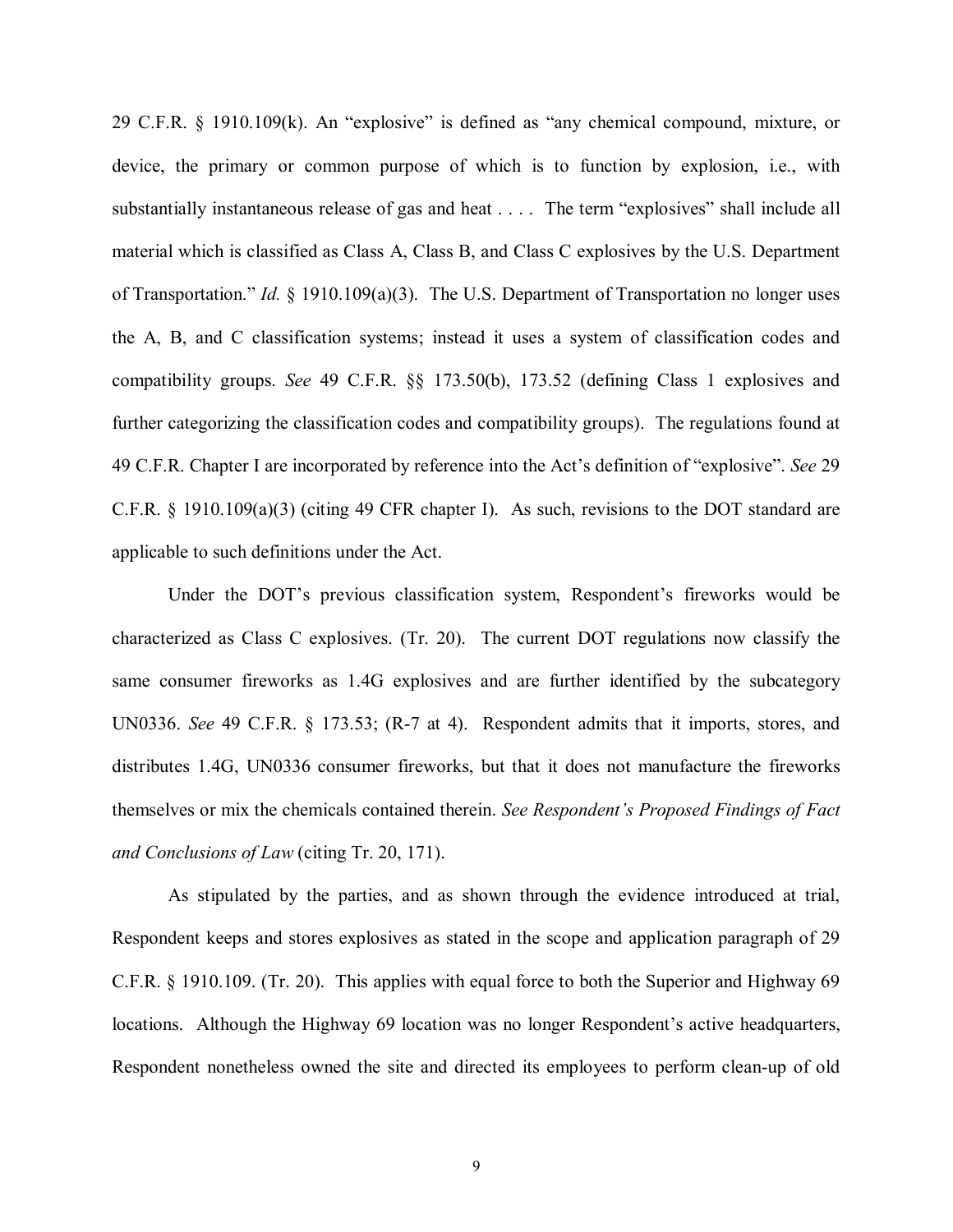29 C.F.R. § 1910.109(k). An "explosive" is defined as "any chemical compound, mixture, or device, the primary or common purpose of which is to function by explosion, i.e., with substantially instantaneous release of gas and heat . . . . The term "explosives" shall include all material which is classified as Class A, Class B, and Class C explosives by the U.S. Department of Transportation." *Id.* § 1910.109(a)(3). The U.S. Department of Transportation no longer uses the A, B, and C classification systems; instead it uses a system of classification codes and compatibility groups. *See* 49 C.F.R. §§ 173.50(b), 173.52 (defining Class 1 explosives and further categorizing the classification codes and compatibility groups). The regulations found at 49 C.F.R. Chapter I are incorporated by reference into the Act's definition of "explosive". *See* 29 C.F.R. § 1910.109(a)(3) (citing 49 CFR chapter I). As such, revisions to the DOT standard are applicable to such definitions under the Act.

Under the DOT's previous classification system, Respondent's fireworks would be characterized as Class C explosives. (Tr. 20). The current DOT regulations now classify the same consumer fireworks as 1.4G explosives and are further identified by the subcategory UN0336. *See* 49 C.F.R. § 173.53; (R-7 at 4). Respondent admits that it imports, stores, and distributes 1.4G, UN0336 consumer fireworks, but that it does not manufacture the fireworks themselves or mix the chemicals contained therein. *See Respondent's Proposed Findings of Fact and Conclusions of Law* (citing Tr. 20, 171).

As stipulated by the parties, and as shown through the evidence introduced at trial, Respondent keeps and stores explosives as stated in the scope and application paragraph of 29 C.F.R. § 1910.109. (Tr. 20). This applies with equal force to both the Superior and Highway 69 locations. Although the Highway 69 location was no longer Respondent's active headquarters, Respondent nonetheless owned the site and directed its employees to perform clean-up of old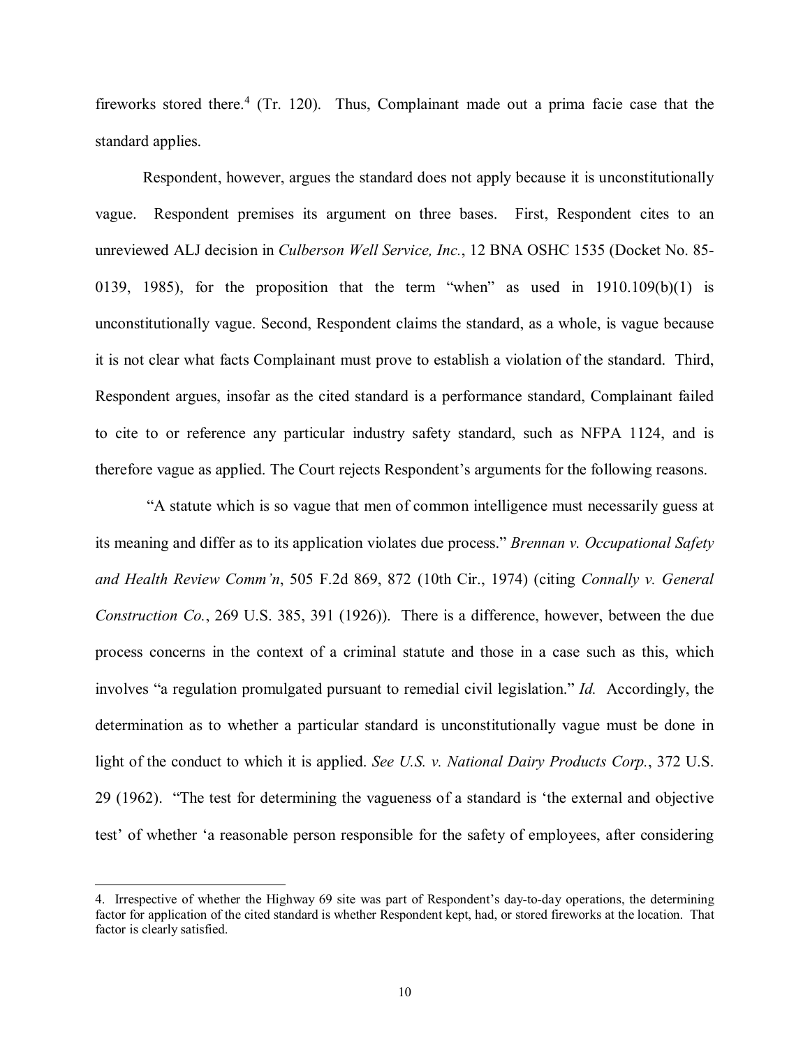fireworks stored there.[4] (Tr. 120). Thus, Complainant made out a prima facie case that the standard applies.

Respondent, however, argues the standard does not apply because it is unconstitutionally vague. Respondent premises its argument on three bases. First, Respondent cites to an unreviewed ALJ decision in *Culberson Well Service, Inc.*, 12 BNA OSHC 1535 (Docket No. 85-0139, 1985), for the proposition that the term "when" as used in 1910.109(b)(1) is unconstitutionally vague. Second, Respondent claims the standard, as a whole, is vague because it is not clear what facts Complainant must prove to establish a violation of the standard. Third, Respondent argues, insofar as the cited standard is a performance standard, Complainant failed to cite to or reference any particular industry safety standard, such as NFPA 1124, and is therefore vague as applied. The Court rejects Respondent's arguments for the following reasons.

"A statute which is so vague that men of common intelligence must necessarily guess at its meaning and differ as to its application violates due process." *Brennan v. Occupational Safety and Health Review Comm'n*, 505 F.2d 869, 872 (10th Cir., 1974) (citing *Connally v. General Construction Co.*, 269 U.S. 385, 391 (1926)). There is a difference, however, between the due process concerns in the context of a criminal statute and those in a case such as this, which involves "a regulation promulgated pursuant to remedial civil legislation." *Id.* Accordingly, the determination as to whether a particular standard is unconstitutionally vague must be done in light of the conduct to which it is applied. *See U.S. v. National Dairy Products Corp.*, 372 U.S. 29 (1962). "The test for determining the vagueness of a standard is 'the external and objective test' of whether 'a reasonable person responsible for the safety of employees, after considering

---

4. Irrespective of whether the Highway 69 site was part of Respondent's day-to-day operations, the determining factor for application of the cited standard is whether Respondent kept, had, or stored fireworks at the location. That factor is clearly satisfied.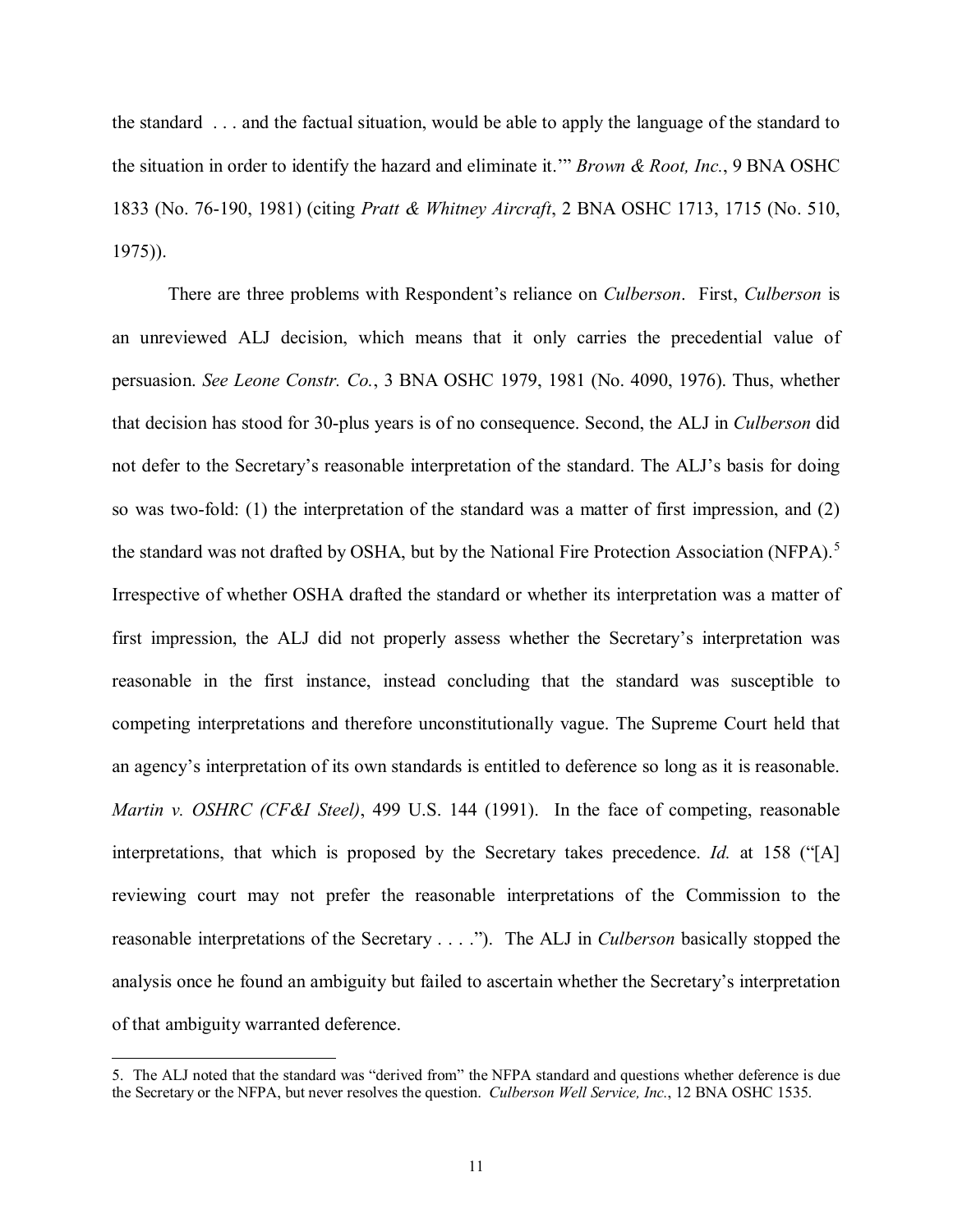the standard . . . and the factual situation, would be able to apply the language of the standard to the situation in order to identify the hazard and eliminate it.'" *Brown & Root, Inc.*, 9 BNA OSHC 1833 (No. 76-190, 1981) (citing *Pratt & Whitney Aircraft*, 2 BNA OSHC 1713, 1715 (No. 510, 1975)).

There are three problems with Respondent's reliance on *Culberson*. First, *Culberson* is an unreviewed ALJ decision, which means that it only carries the precedential value of persuasion. *See Leone Constr. Co.*, 3 BNA OSHC 1979, 1981 (No. 4090, 1976). Thus, whether that decision has stood for 30-plus years is of no consequence. Second, the ALJ in *Culberson* did not defer to the Secretary's reasonable interpretation of the standard. The ALJ's basis for doing so was two-fold: (1) the interpretation of the standard was a matter of first impression, and (2) the standard was not drafted by OSHA, but by the National Fire Protection Association (NFPA).[5] Irrespective of whether OSHA drafted the standard or whether its interpretation was a matter of first impression, the ALJ did not properly assess whether the Secretary's interpretation was reasonable in the first instance, instead concluding that the standard was susceptible to competing interpretations and therefore unconstitutionally vague. The Supreme Court held that an agency's interpretation of its own standards is entitled to deference so long as it is reasonable. *Martin v. OSHRC (CF&I Steel)*, 499 U.S. 144 (1991). In the face of competing, reasonable interpretations, that which is proposed by the Secretary takes precedence. *Id.* at 158 ("[A] reviewing court may not prefer the reasonable interpretations of the Commission to the reasonable interpretations of the Secretary . . . ."). The ALJ in *Culberson* basically stopped the analysis once he found an ambiguity but failed to ascertain whether the Secretary's interpretation of that ambiguity warranted deference.

---

5. The ALJ noted that the standard was "derived from" the NFPA standard and questions whether deference is due the Secretary or the NFPA, but never resolves the question. *Culberson Well Service, Inc.*, 12 BNA OSHC 1535.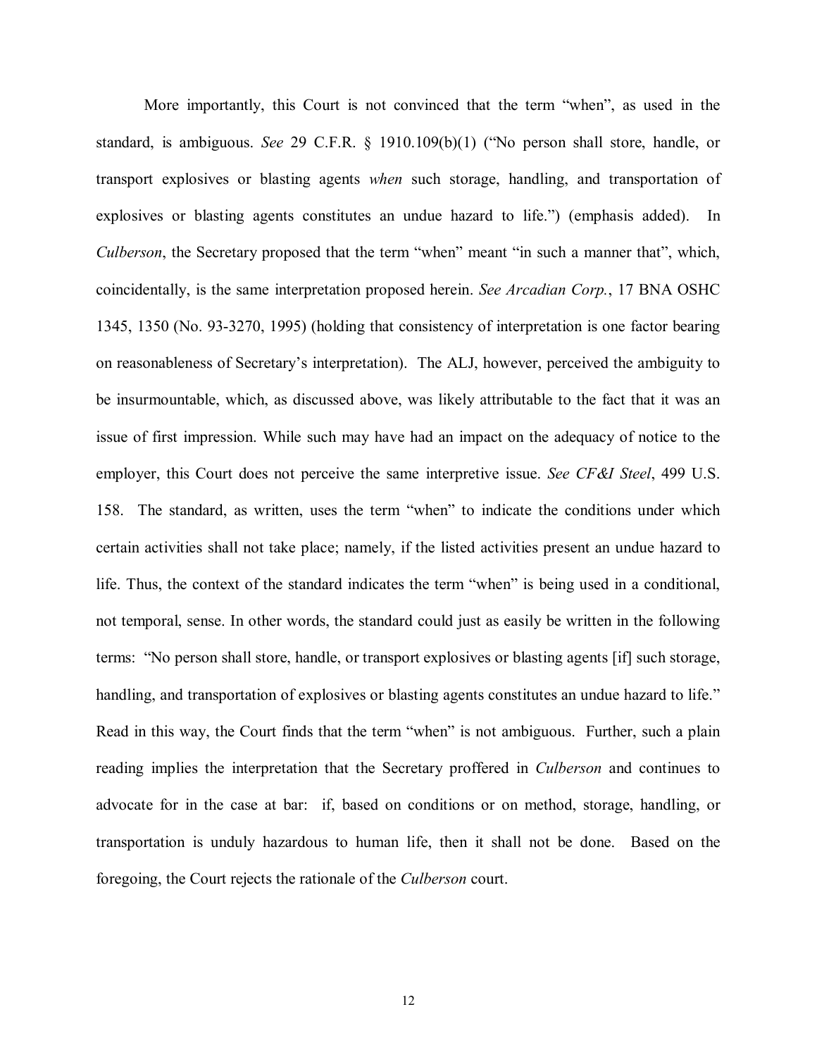More importantly, this Court is not convinced that the term "when", as used in the standard, is ambiguous. *See* 29 C.F.R. § 1910.109(b)(1) ("No person shall store, handle, or transport explosives or blasting agents *when* such storage, handling, and transportation of explosives or blasting agents constitutes an undue hazard to life.") (emphasis added). In *Culberson*, the Secretary proposed that the term "when" meant "in such a manner that", which, coincidentally, is the same interpretation proposed herein. *See Arcadian Corp.*, 17 BNA OSHC 1345, 1350 (No. 93-3270, 1995) (holding that consistency of interpretation is one factor bearing on reasonableness of Secretary's interpretation). The ALJ, however, perceived the ambiguity to be insurmountable, which, as discussed above, was likely attributable to the fact that it was an issue of first impression. While such may have had an impact on the adequacy of notice to the employer, this Court does not perceive the same interpretive issue. *See CF&I Steel*, 499 U.S. 158. The standard, as written, uses the term "when" to indicate the conditions under which certain activities shall not take place; namely, if the listed activities present an undue hazard to life. Thus, the context of the standard indicates the term "when" is being used in a conditional, not temporal, sense. In other words, the standard could just as easily be written in the following terms: "No person shall store, handle, or transport explosives or blasting agents [if] such storage, handling, and transportation of explosives or blasting agents constitutes an undue hazard to life." Read in this way, the Court finds that the term "when" is not ambiguous. Further, such a plain reading implies the interpretation that the Secretary proffered in *Culberson* and continues to advocate for in the case at bar: if, based on conditions or on method, storage, handling, or transportation is unduly hazardous to human life, then it shall not be done. Based on the foregoing, the Court rejects the rationale of the *Culberson* court.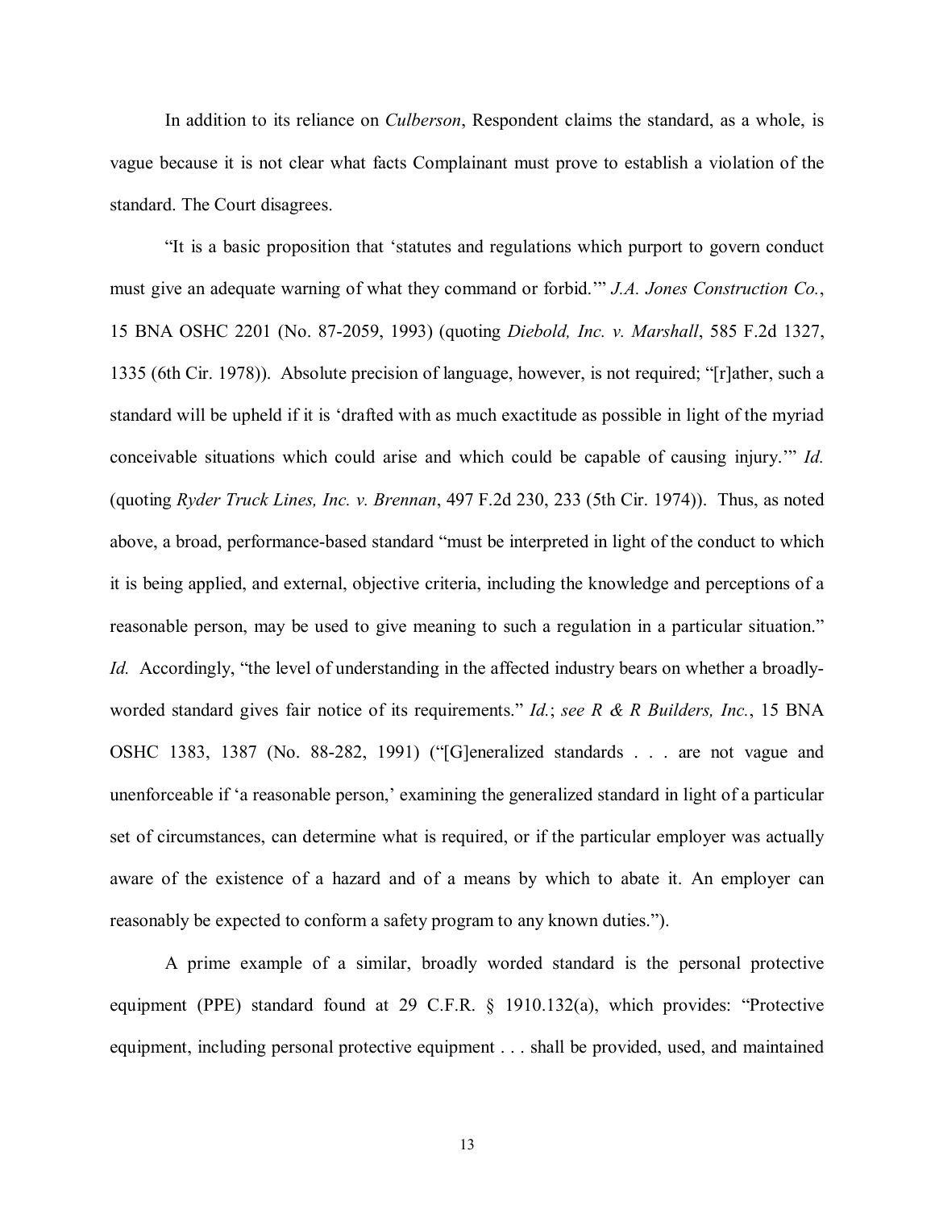In addition to its reliance on *Culberson*, Respondent claims the standard, as a whole, is vague because it is not clear what facts Complainant must prove to establish a violation of the standard. The Court disagrees.

"It is a basic proposition that 'statutes and regulations which purport to govern conduct must give an adequate warning of what they command or forbid.'" *J.A. Jones Construction Co.*, 15 BNA OSHC 2201 (No. 87-2059, 1993) (quoting *Diebold, Inc. v. Marshall*, 585 F.2d 1327, 1335 (6th Cir. 1978)). Absolute precision of language, however, is not required; "[r]ather, such a standard will be upheld if it is 'drafted with as much exactitude as possible in light of the myriad conceivable situations which could arise and which could be capable of causing injury.'" *Id.* (quoting *Ryder Truck Lines, Inc. v. Brennan*, 497 F.2d 230, 233 (5th Cir. 1974)). Thus, as noted above, a broad, performance-based standard "must be interpreted in light of the conduct to which it is being applied, and external, objective criteria, including the knowledge and perceptions of a reasonable person, may be used to give meaning to such a regulation in a particular situation." *Id.* Accordingly, "the level of understanding in the affected industry bears on whether a broadly-worded standard gives fair notice of its requirements." *Id.*; *see R & R Builders, Inc.*, 15 BNA OSHC 1383, 1387 (No. 88-282, 1991) ("[G]eneralized standards . . . are not vague and unenforceable if 'a reasonable person,' examining the generalized standard in light of a particular set of circumstances, can determine what is required, or if the particular employer was actually aware of the existence of a hazard and of a means by which to abate it. An employer can reasonably be expected to conform a safety program to any known duties.").

A prime example of a similar, broadly worded standard is the personal protective equipment (PPE) standard found at 29 C.F.R. § 1910.132(a), which provides: "Protective equipment, including personal protective equipment . . . shall be provided, used, and maintained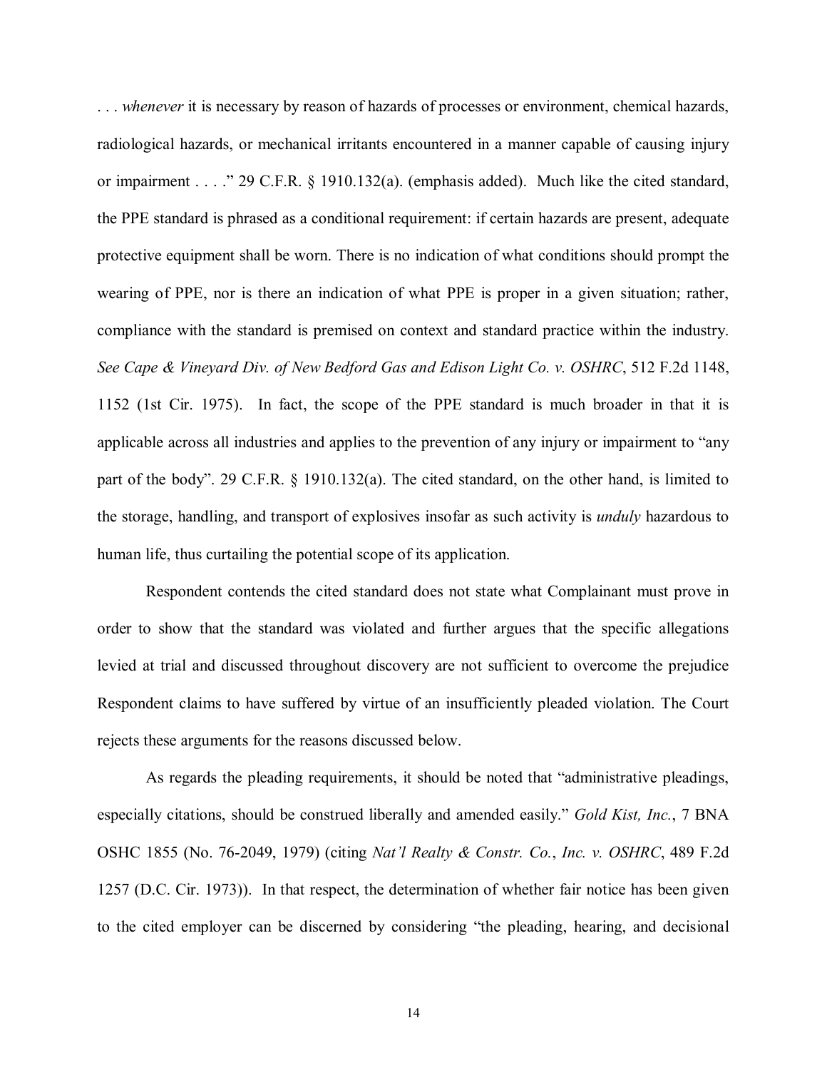. . . *whenever* it is necessary by reason of hazards of processes or environment, chemical hazards, radiological hazards, or mechanical irritants encountered in a manner capable of causing injury or impairment . . . ." 29 C.F.R. § 1910.132(a). (emphasis added). Much like the cited standard, the PPE standard is phrased as a conditional requirement: if certain hazards are present, adequate protective equipment shall be worn. There is no indication of what conditions should prompt the wearing of PPE, nor is there an indication of what PPE is proper in a given situation; rather, compliance with the standard is premised on context and standard practice within the industry. *See Cape & Vineyard Div. of New Bedford Gas and Edison Light Co. v. OSHRC*, 512 F.2d 1148, 1152 (1st Cir. 1975). In fact, the scope of the PPE standard is much broader in that it is applicable across all industries and applies to the prevention of any injury or impairment to "any part of the body". 29 C.F.R. § 1910.132(a). The cited standard, on the other hand, is limited to the storage, handling, and transport of explosives insofar as such activity is *unduly* hazardous to human life, thus curtailing the potential scope of its application.

Respondent contends the cited standard does not state what Complainant must prove in order to show that the standard was violated and further argues that the specific allegations levied at trial and discussed throughout discovery are not sufficient to overcome the prejudice Respondent claims to have suffered by virtue of an insufficiently pleaded violation. The Court rejects these arguments for the reasons discussed below.

As regards the pleading requirements, it should be noted that "administrative pleadings, especially citations, should be construed liberally and amended easily." *Gold Kist, Inc.*, 7 BNA OSHC 1855 (No. 76-2049, 1979) (citing *Nat'l Realty & Constr. Co., Inc. v. OSHRC*, 489 F.2d 1257 (D.C. Cir. 1973)). In that respect, the determination of whether fair notice has been given to the cited employer can be discerned by considering "the pleading, hearing, and decisional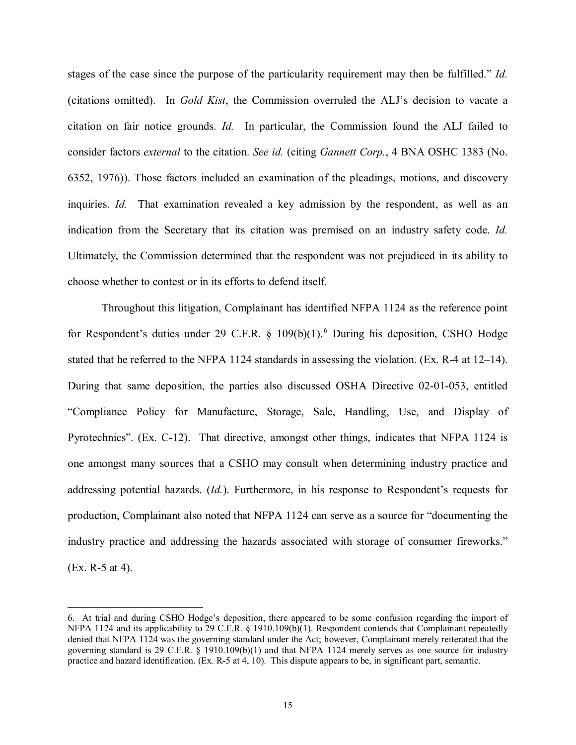stages of the case since the purpose of the particularity requirement may then be fulfilled." *Id.* (citations omitted). In *Gold Kist*, the Commission overruled the ALJ's decision to vacate a citation on fair notice grounds. *Id.* In particular, the Commission found the ALJ failed to consider factors *external* to the citation. *See id.* (citing *Gannett Corp.*, 4 BNA OSHC 1383 (No. 6352, 1976)). Those factors included an examination of the pleadings, motions, and discovery inquiries. *Id.* That examination revealed a key admission by the respondent, as well as an indication from the Secretary that its citation was premised on an industry safety code. *Id.* Ultimately, the Commission determined that the respondent was not prejudiced in its ability to choose whether to contest or in its efforts to defend itself.

Throughout this litigation, Complainant has identified NFPA 1124 as the reference point for Respondent's duties under 29 C.F.R. § 109(b)(1).[6] During his deposition, CSHO Hodge stated that he referred to the NFPA 1124 standards in assessing the violation. (Ex. R-4 at 12–14). During that same deposition, the parties also discussed OSHA Directive 02-01-053, entitled "Compliance Policy for Manufacture, Storage, Sale, Handling, Use, and Display of Pyrotechnics". (Ex. C-12). That directive, amongst other things, indicates that NFPA 1124 is one amongst many sources that a CSHO may consult when determining industry practice and addressing potential hazards. (*Id.*). Furthermore, in his response to Respondent's requests for production, Complainant also noted that NFPA 1124 can serve as a source for "documenting the industry practice and addressing the hazards associated with storage of consumer fireworks." (Ex. R-5 at 4).

---

6. At trial and during CSHO Hodge's deposition, there appeared to be some confusion regarding the import of NFPA 1124 and its applicability to 29 C.F.R. § 1910.109(b)(1). Respondent contends that Complainant repeatedly denied that NFPA 1124 was the governing standard under the Act; however, Complainant merely reiterated that the governing standard is 29 C.F.R. § 1910.109(b)(1) and that NFPA 1124 merely serves as one source for industry practice and hazard identification. (Ex. R-5 at 4, 10). This dispute appears to be, in significant part, semantic.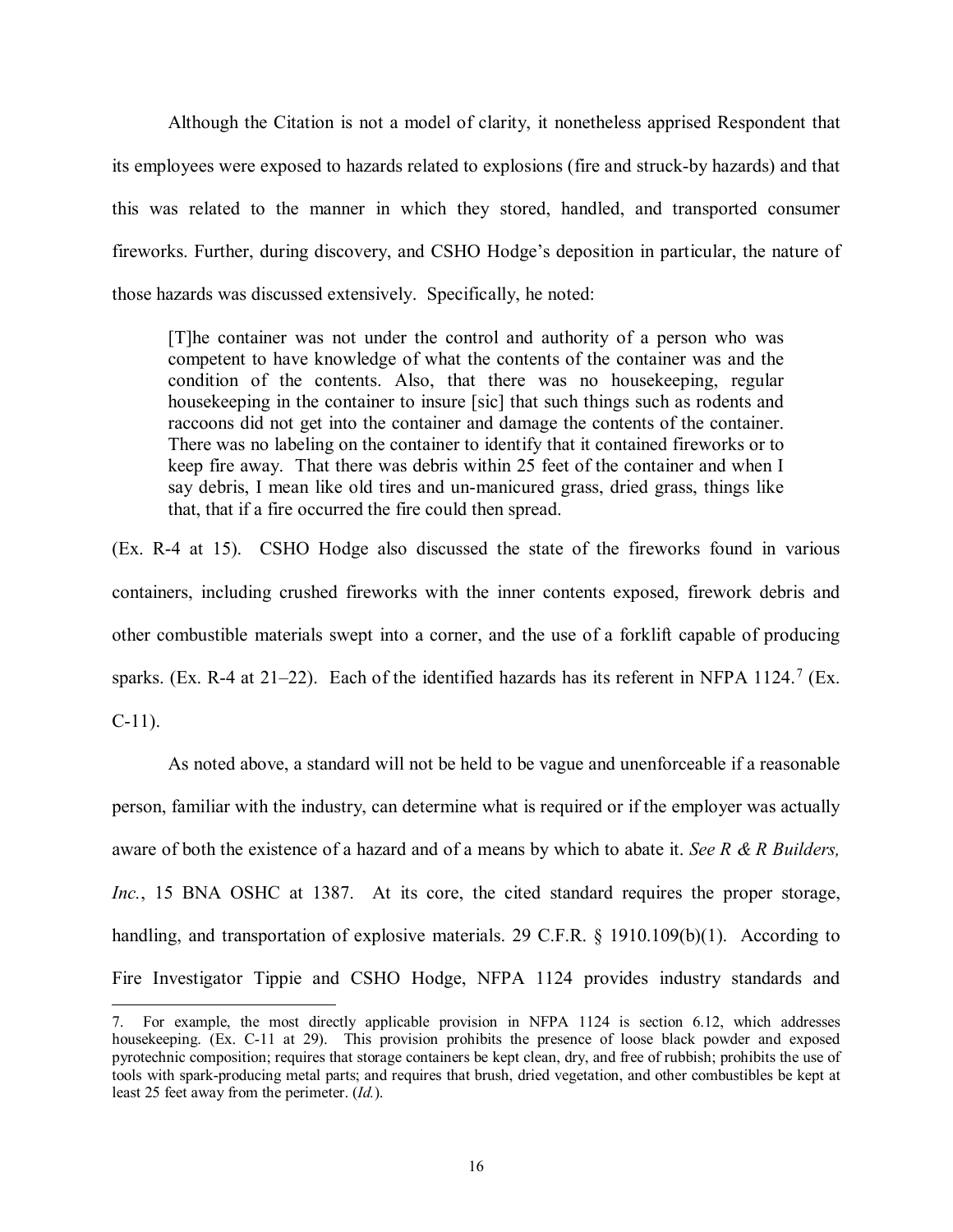Although the Citation is not a model of clarity, it nonetheless apprised Respondent that its employees were exposed to hazards related to explosions (fire and struck-by hazards) and that this was related to the manner in which they stored, handled, and transported consumer fireworks. Further, during discovery, and CSHO Hodge's deposition in particular, the nature of those hazards was discussed extensively. Specifically, he noted:

> [T]he container was not under the control and authority of a person who was competent to have knowledge of what the contents of the container was and the condition of the contents. Also, that there was no housekeeping, regular housekeeping in the container to insure [sic] that such things such as rodents and raccoons did not get into the container and damage the contents of the container. There was no labeling on the container to identify that it contained fireworks or to keep fire away. That there was debris within 25 feet of the container and when I say debris, I mean like old tires and un-manicured grass, dried grass, things like that, that if a fire occurred the fire could then spread.

(Ex. R-4 at 15). CSHO Hodge also discussed the state of the fireworks found in various containers, including crushed fireworks with the inner contents exposed, firework debris and other combustible materials swept into a corner, and the use of a forklift capable of producing sparks. (Ex. R-4 at 21–22). Each of the identified hazards has its referent in NFPA 1124.[7] (Ex. C-11).

As noted above, a standard will not be held to be vague and unenforceable if a reasonable person, familiar with the industry, can determine what is required or if the employer was actually aware of both the existence of a hazard and of a means by which to abate it. *See R & R Builders, Inc.*, 15 BNA OSHC at 1387. At its core, the cited standard requires the proper storage, handling, and transportation of explosive materials. 29 C.F.R. § 1910.109(b)(1). According to Fire Investigator Tippie and CSHO Hodge, NFPA 1124 provides industry standards and

---

7. For example, the most directly applicable provision in NFPA 1124 is section 6.12, which addresses housekeeping. (Ex. C-11 at 29). This provision prohibits the presence of loose black powder and exposed pyrotechnic composition; requires that storage containers be kept clean, dry, and free of rubbish; prohibits the use of tools with spark-producing metal parts; and requires that brush, dried vegetation, and other combustibles be kept at least 25 feet away from the perimeter. (*Id.*).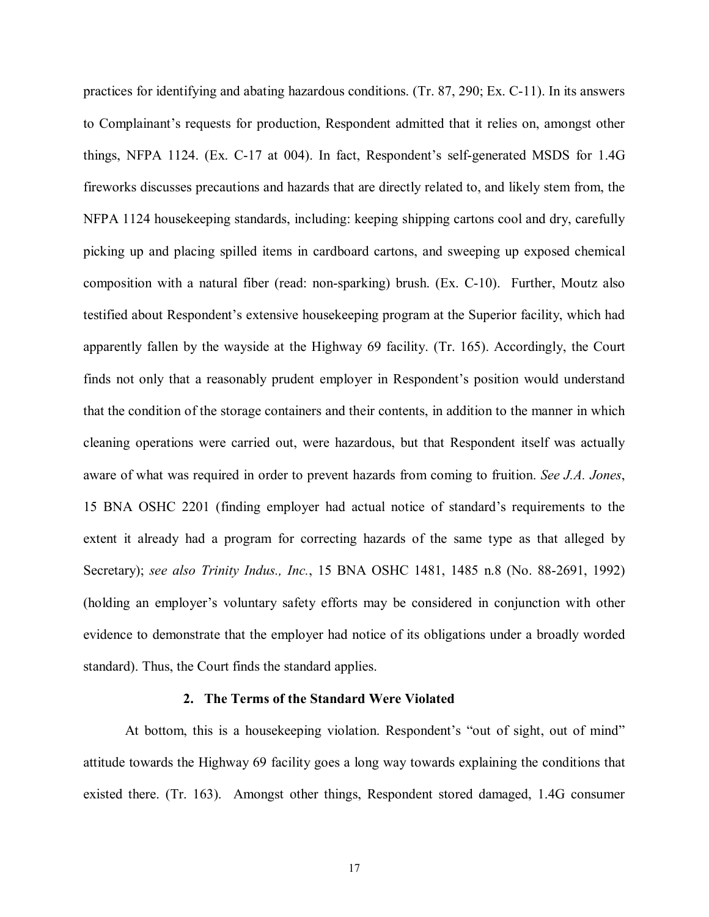practices for identifying and abating hazardous conditions. (Tr. 87, 290; Ex. C-11). In its answers to Complainant's requests for production, Respondent admitted that it relies on, amongst other things, NFPA 1124. (Ex. C-17 at 004). In fact, Respondent's self-generated MSDS for 1.4G fireworks discusses precautions and hazards that are directly related to, and likely stem from, the NFPA 1124 housekeeping standards, including: keeping shipping cartons cool and dry, carefully picking up and placing spilled items in cardboard cartons, and sweeping up exposed chemical composition with a natural fiber (read: non-sparking) brush. (Ex. C-10). Further, Moutz also testified about Respondent's extensive housekeeping program at the Superior facility, which had apparently fallen by the wayside at the Highway 69 facility. (Tr. 165). Accordingly, the Court finds not only that a reasonably prudent employer in Respondent's position would understand that the condition of the storage containers and their contents, in addition to the manner in which cleaning operations were carried out, were hazardous, but that Respondent itself was actually aware of what was required in order to prevent hazards from coming to fruition. *See J.A. Jones*, 15 BNA OSHC 2201 (finding employer had actual notice of standard's requirements to the extent it already had a program for correcting hazards of the same type as that alleged by Secretary); *see also Trinity Indus., Inc.*, 15 BNA OSHC 1481, 1485 n.8 (No. 88-2691, 1992) (holding an employer's voluntary safety efforts may be considered in conjunction with other evidence to demonstrate that the employer had notice of its obligations under a broadly worded standard). Thus, the Court finds the standard applies.

### 2. The Terms of the Standard Were Violated

At bottom, this is a housekeeping violation. Respondent's "out of sight, out of mind" attitude towards the Highway 69 facility goes a long way towards explaining the conditions that existed there. (Tr. 163). Amongst other things, Respondent stored damaged, 1.4G consumer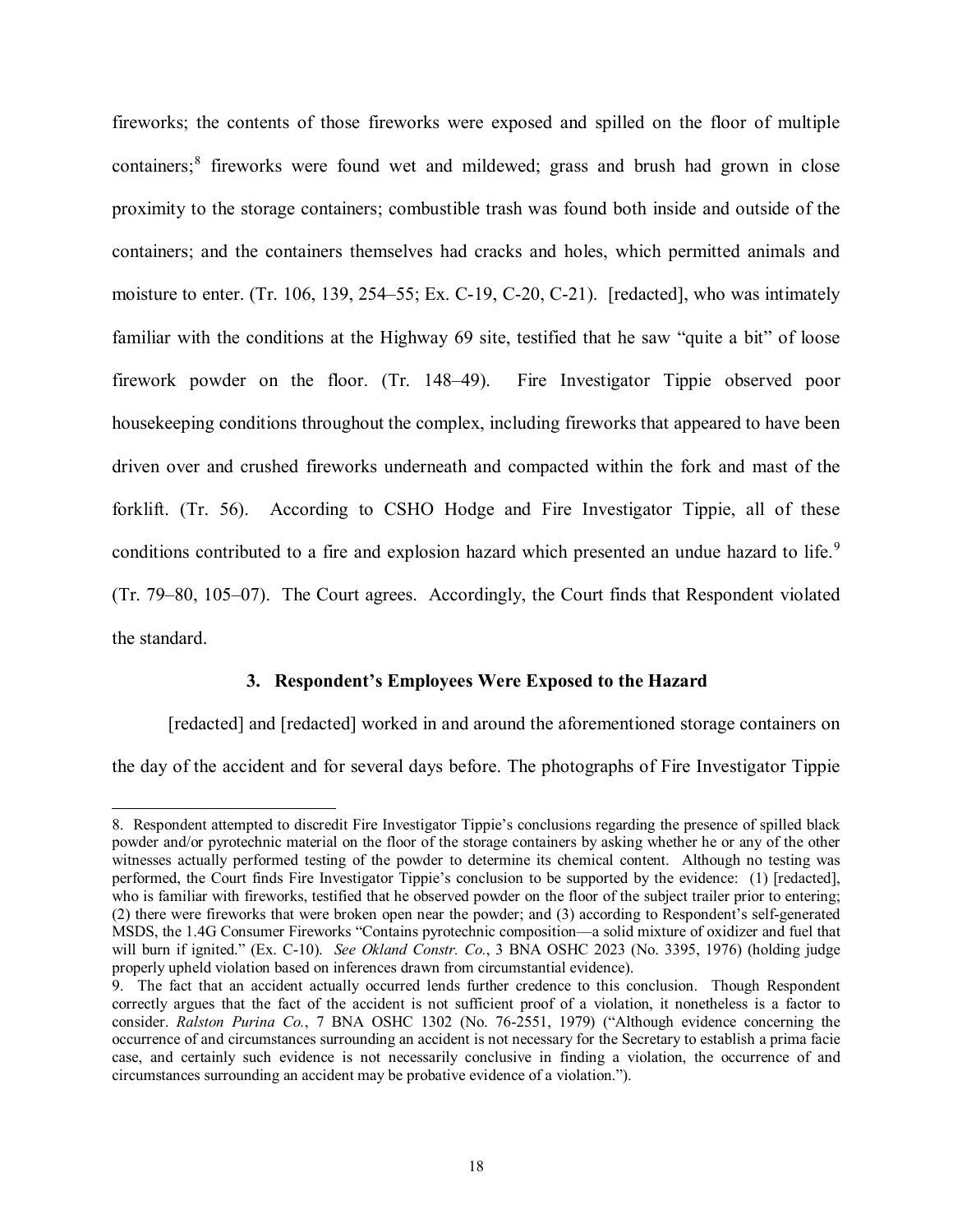fireworks; the contents of those fireworks were exposed and spilled on the floor of multiple containers;[8] fireworks were found wet and mildewed; grass and brush had grown in close proximity to the storage containers; combustible trash was found both inside and outside of the containers; and the containers themselves had cracks and holes, which permitted animals and moisture to enter. (Tr. 106, 139, 254–55; Ex. C-19, C-20, C-21). [redacted], who was intimately familiar with the conditions at the Highway 69 site, testified that he saw "quite a bit" of loose firework powder on the floor. (Tr. 148–49). Fire Investigator Tippie observed poor housekeeping conditions throughout the complex, including fireworks that appeared to have been driven over and crushed fireworks underneath and compacted within the fork and mast of the forklift. (Tr. 56). According to CSHO Hodge and Fire Investigator Tippie, all of these conditions contributed to a fire and explosion hazard which presented an undue hazard to life.[9] (Tr. 79–80, 105–07). The Court agrees. Accordingly, the Court finds that Respondent violated the standard.

### 3. Respondent's Employees Were Exposed to the Hazard

[redacted] and [redacted] worked in and around the aforementioned storage containers on the day of the accident and for several days before. The photographs of Fire Investigator Tippie

---

8. Respondent attempted to discredit Fire Investigator Tippie's conclusions regarding the presence of spilled black powder and/or pyrotechnic material on the floor of the storage containers by asking whether he or any of the other witnesses actually performed testing of the powder to determine its chemical content. Although no testing was performed, the Court finds Fire Investigator Tippie's conclusion to be supported by the evidence: (1) [redacted], who is familiar with fireworks, testified that he observed powder on the floor of the subject trailer prior to entering; (2) there were fireworks that were broken open near the powder; and (3) according to Respondent's self-generated MSDS, the 1.4G Consumer Fireworks "Contains pyrotechnic composition—a solid mixture of oxidizer and fuel that will burn if ignited." (Ex. C-10). *See Okland Constr. Co.*, 3 BNA OSHC 2023 (No. 3395, 1976) (holding judge properly upheld violation based on inferences drawn from circumstantial evidence).

9. The fact that an accident actually occurred lends further credence to this conclusion. Though Respondent correctly argues that the fact of the accident is not sufficient proof of a violation, it nonetheless is a factor to consider. *Ralston Purina Co.*, 7 BNA OSHC 1302 (No. 76-2551, 1979) ("Although evidence concerning the occurrence of and circumstances surrounding an accident is not necessary for the Secretary to establish a prima facie case, and certainly such evidence is not necessarily conclusive in finding a violation, the occurrence of and circumstances surrounding an accident may be probative evidence of a violation.").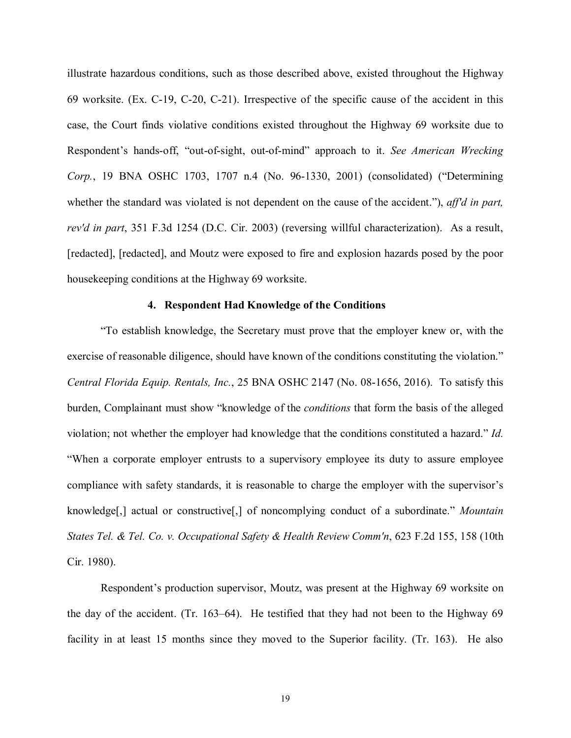illustrate hazardous conditions, such as those described above, existed throughout the Highway 69 worksite. (Ex. C-19, C-20, C-21). Irrespective of the specific cause of the accident in this case, the Court finds violative conditions existed throughout the Highway 69 worksite due to Respondent's hands-off, "out-of-sight, out-of-mind" approach to it. *See American Wrecking Corp.*, 19 BNA OSHC 1703, 1707 n.4 (No. 96-1330, 2001) (consolidated) ("Determining whether the standard was violated is not dependent on the cause of the accident."), *aff'd in part, rev'd in part*, 351 F.3d 1254 (D.C. Cir. 2003) (reversing willful characterization). As a result, [redacted], [redacted], and Moutz were exposed to fire and explosion hazards posed by the poor housekeeping conditions at the Highway 69 worksite.

#### 4. Respondent Had Knowledge of the Conditions

"To establish knowledge, the Secretary must prove that the employer knew or, with the exercise of reasonable diligence, should have known of the conditions constituting the violation." *Central Florida Equip. Rentals, Inc.*, 25 BNA OSHC 2147 (No. 08-1656, 2016). To satisfy this burden, Complainant must show "knowledge of the *conditions* that form the basis of the alleged violation; not whether the employer had knowledge that the conditions constituted a hazard." *Id.* "When a corporate employer entrusts to a supervisory employee its duty to assure employee compliance with safety standards, it is reasonable to charge the employer with the supervisor's knowledge[,] actual or constructive[,] of noncomplying conduct of a subordinate." *Mountain States Tel. & Tel. Co. v. Occupational Safety & Health Review Comm'n*, 623 F.2d 155, 158 (10th Cir. 1980).

Respondent's production supervisor, Moutz, was present at the Highway 69 worksite on the day of the accident. (Tr. 163–64). He testified that they had not been to the Highway 69 facility in at least 15 months since they moved to the Superior facility. (Tr. 163). He also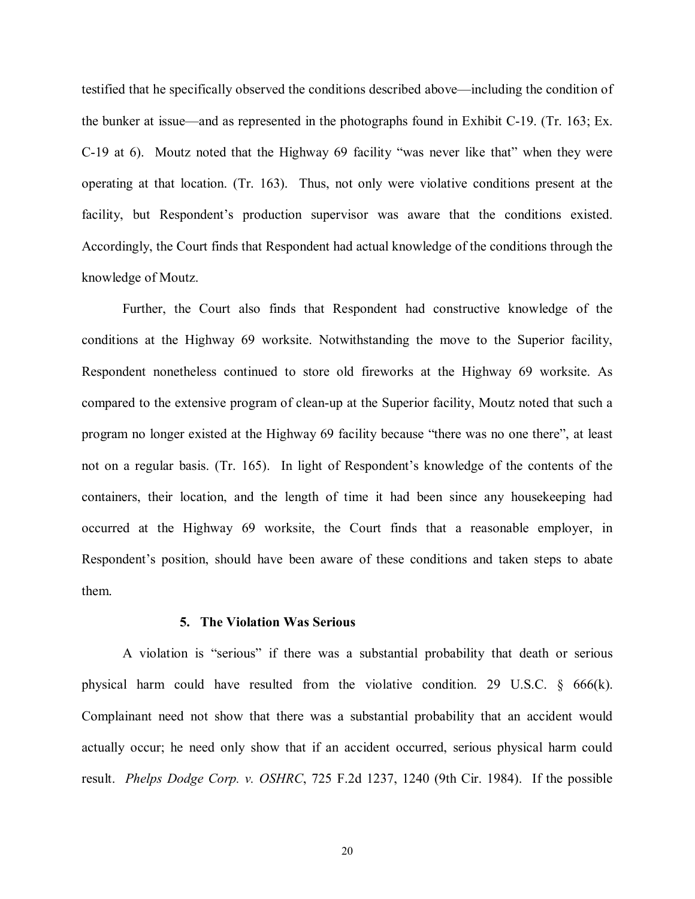testified that he specifically observed the conditions described above—including the condition of the bunker at issue—and as represented in the photographs found in Exhibit C-19. (Tr. 163; Ex. C-19 at 6). Moutz noted that the Highway 69 facility "was never like that" when they were operating at that location. (Tr. 163). Thus, not only were violative conditions present at the facility, but Respondent's production supervisor was aware that the conditions existed. Accordingly, the Court finds that Respondent had actual knowledge of the conditions through the knowledge of Moutz.

Further, the Court also finds that Respondent had constructive knowledge of the conditions at the Highway 69 worksite. Notwithstanding the move to the Superior facility, Respondent nonetheless continued to store old fireworks at the Highway 69 worksite. As compared to the extensive program of clean-up at the Superior facility, Moutz noted that such a program no longer existed at the Highway 69 facility because "there was no one there", at least not on a regular basis. (Tr. 165). In light of Respondent's knowledge of the contents of the containers, their location, and the length of time it had been since any housekeeping had occurred at the Highway 69 worksite, the Court finds that a reasonable employer, in Respondent's position, should have been aware of these conditions and taken steps to abate them.

### 5. The Violation Was Serious

A violation is "serious" if there was a substantial probability that death or serious physical harm could have resulted from the violative condition. 29 U.S.C. § 666(k). Complainant need not show that there was a substantial probability that an accident would actually occur; he need only show that if an accident occurred, serious physical harm could result. *Phelps Dodge Corp. v. OSHRC*, 725 F.2d 1237, 1240 (9th Cir. 1984). If the possible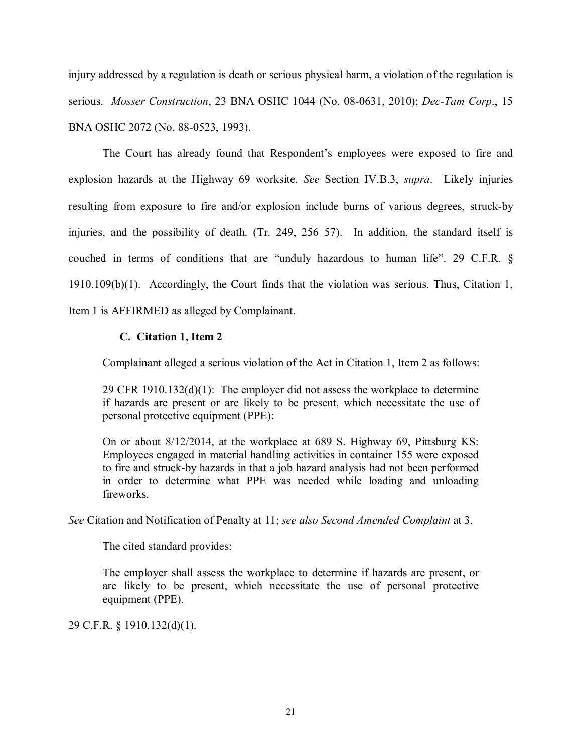injury addressed by a regulation is death or serious physical harm, a violation of the regulation is serious. *Mosser Construction*, 23 BNA OSHC 1044 (No. 08-0631, 2010); *Dec-Tam Corp*., 15 BNA OSHC 2072 (No. 88-0523, 1993).

The Court has already found that Respondent's employees were exposed to fire and explosion hazards at the Highway 69 worksite. *See* Section IV.B.3, *supra*. Likely injuries resulting from exposure to fire and/or explosion include burns of various degrees, struck-by injuries, and the possibility of death. (Tr. 249, 256–57). In addition, the standard itself is couched in terms of conditions that are "unduly hazardous to human life". 29 C.F.R. § 1910.109(b)(1). Accordingly, the Court finds that the violation was serious. Thus, Citation 1, Item 1 is AFFIRMED as alleged by Complainant.

### C. Citation 1, Item 2

Complainant alleged a serious violation of the Act in Citation 1, Item 2 as follows:

> 29 CFR 1910.132(d)(1): The employer did not assess the workplace to determine if hazards are present or are likely to be present, which necessitate the use of personal protective equipment (PPE):
>
> On or about 8/12/2014, at the workplace at 689 S. Highway 69, Pittsburg KS: Employees engaged in material handling activities in container 155 were exposed to fire and struck-by hazards in that a job hazard analysis had not been performed in order to determine what PPE was needed while loading and unloading fireworks.

*See* Citation and Notification of Penalty at 11; *see also Second Amended Complaint* at 3.

The cited standard provides:

> The employer shall assess the workplace to determine if hazards are present, or are likely to be present, which necessitate the use of personal protective equipment (PPE).

29 C.F.R. § 1910.132(d)(1).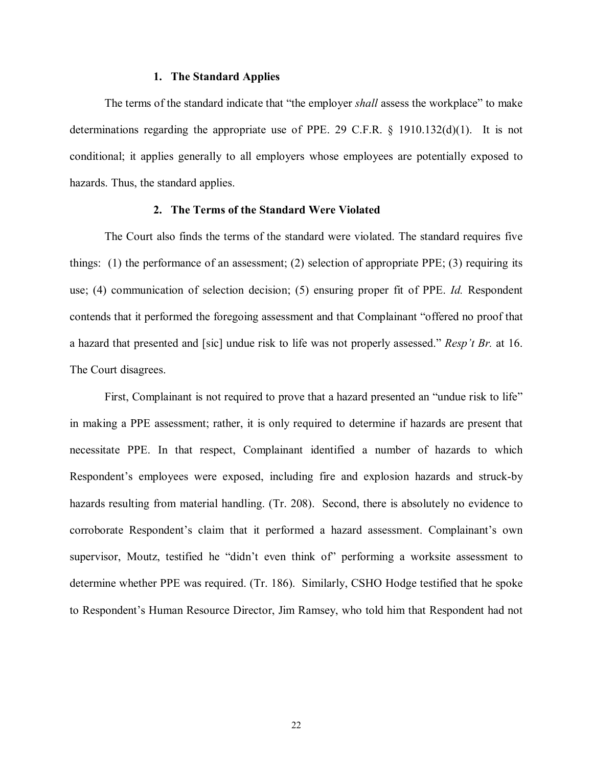### 1. The Standard Applies

The terms of the standard indicate that "the employer *shall* assess the workplace" to make determinations regarding the appropriate use of PPE. 29 C.F.R. § 1910.132(d)(1). It is not conditional; it applies generally to all employers whose employees are potentially exposed to hazards. Thus, the standard applies.

### 2. The Terms of the Standard Were Violated

The Court also finds the terms of the standard were violated. The standard requires five things: (1) the performance of an assessment; (2) selection of appropriate PPE; (3) requiring its use; (4) communication of selection decision; (5) ensuring proper fit of PPE. *Id.* Respondent contends that it performed the foregoing assessment and that Complainant "offered no proof that a hazard that presented and [sic] undue risk to life was not properly assessed." *Resp't Br.* at 16. The Court disagrees.

First, Complainant is not required to prove that a hazard presented an "undue risk to life" in making a PPE assessment; rather, it is only required to determine if hazards are present that necessitate PPE. In that respect, Complainant identified a number of hazards to which Respondent's employees were exposed, including fire and explosion hazards and struck-by hazards resulting from material handling. (Tr. 208). Second, there is absolutely no evidence to corroborate Respondent's claim that it performed a hazard assessment. Complainant's own supervisor, Moutz, testified he "didn't even think of" performing a worksite assessment to determine whether PPE was required. (Tr. 186). Similarly, CSHO Hodge testified that he spoke to Respondent's Human Resource Director, Jim Ramsey, who told him that Respondent had not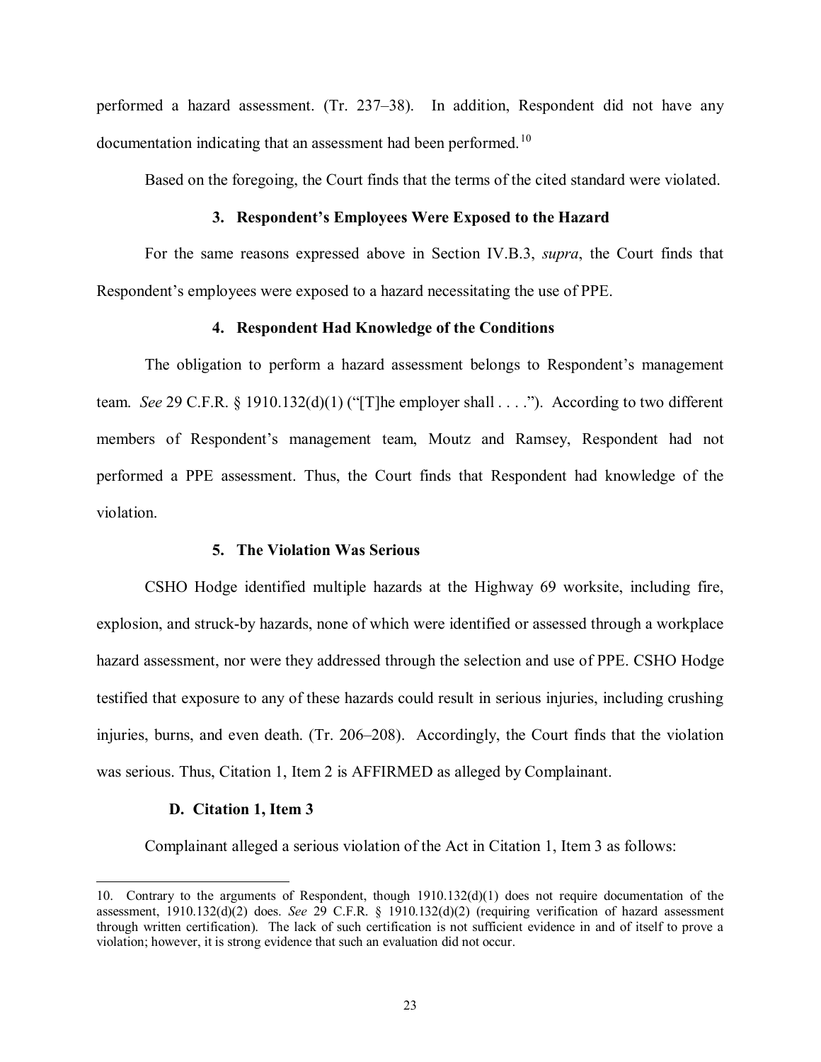performed a hazard assessment. (Tr. 237–38). In addition, Respondent did not have any documentation indicating that an assessment had been performed.[10]

Based on the foregoing, the Court finds that the terms of the cited standard were violated.

### 3. Respondent's Employees Were Exposed to the Hazard

For the same reasons expressed above in Section IV.B.3, *supra*, the Court finds that Respondent's employees were exposed to a hazard necessitating the use of PPE.

### 4. Respondent Had Knowledge of the Conditions

The obligation to perform a hazard assessment belongs to Respondent's management team. *See* 29 C.F.R. § 1910.132(d)(1) ("[T]he employer shall . . . ."). According to two different members of Respondent's management team, Moutz and Ramsey, Respondent had not performed a PPE assessment. Thus, the Court finds that Respondent had knowledge of the violation.

### 5. The Violation Was Serious

CSHO Hodge identified multiple hazards at the Highway 69 worksite, including fire, explosion, and struck-by hazards, none of which were identified or assessed through a workplace hazard assessment, nor were they addressed through the selection and use of PPE. CSHO Hodge testified that exposure to any of these hazards could result in serious injuries, including crushing injuries, burns, and even death. (Tr. 206–208). Accordingly, the Court finds that the violation was serious. Thus, Citation 1, Item 2 is AFFIRMED as alleged by Complainant.

## D. Citation 1, Item 3

Complainant alleged a serious violation of the Act in Citation 1, Item 3 as follows:

---

10. Contrary to the arguments of Respondent, though 1910.132(d)(1) does not require documentation of the assessment, 1910.132(d)(2) does. *See* 29 C.F.R. § 1910.132(d)(2) (requiring verification of hazard assessment through written certification). The lack of such certification is not sufficient evidence in and of itself to prove a violation; however, it is strong evidence that such an evaluation did not occur.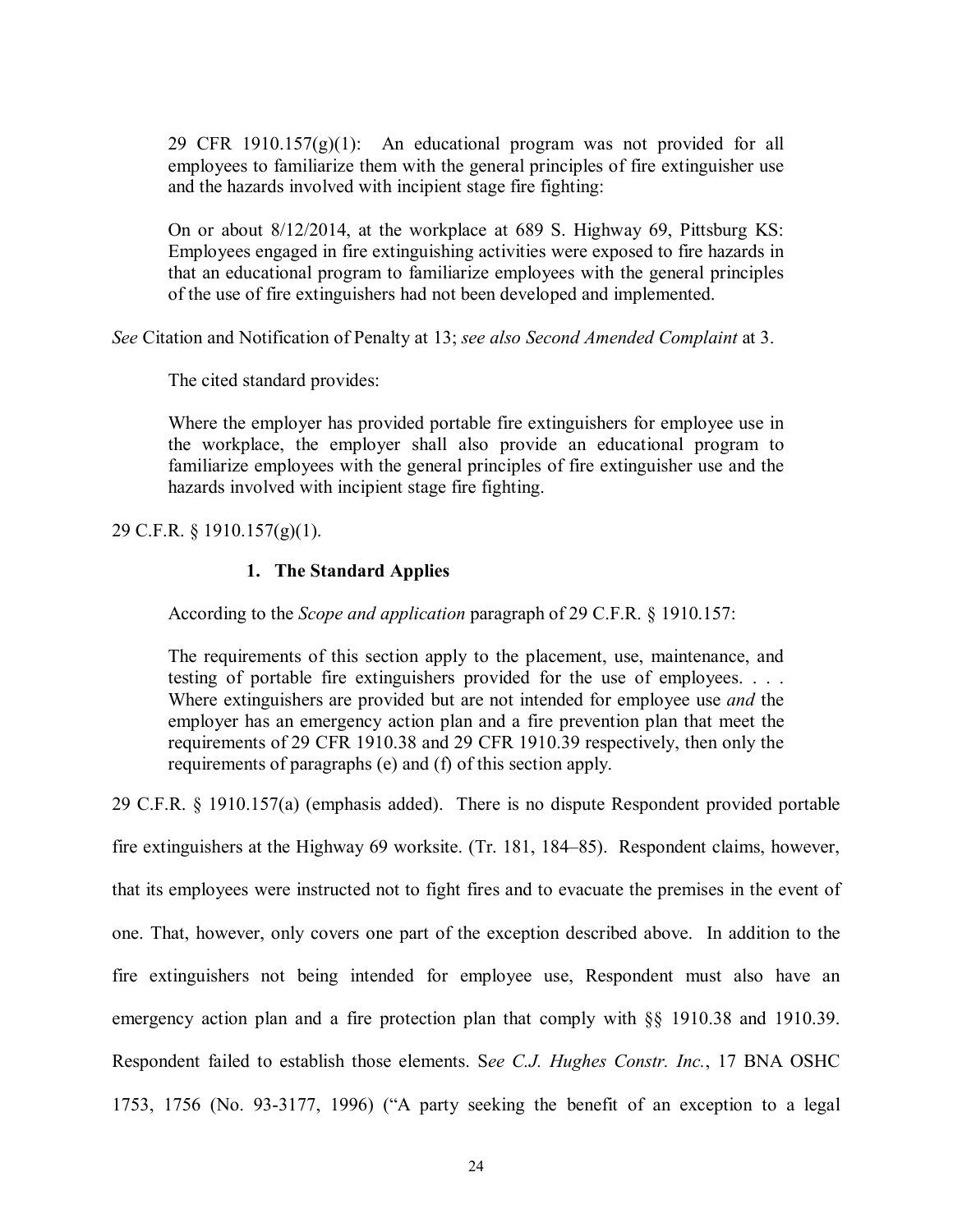> 29 CFR 1910.157(g)(1): An educational program was not provided for all employees to familiarize them with the general principles of fire extinguisher use and the hazards involved with incipient stage fire fighting:
>
> On or about 8/12/2014, at the workplace at 689 S. Highway 69, Pittsburg KS: Employees engaged in fire extinguishing activities were exposed to fire hazards in that an educational program to familiarize employees with the general principles of the use of fire extinguishers had not been developed and implemented.

*See* Citation and Notification of Penalty at 13; *see also Second Amended Complaint* at 3.

The cited standard provides:

> Where the employer has provided portable fire extinguishers for employee use in the workplace, the employer shall also provide an educational program to familiarize employees with the general principles of fire extinguisher use and the hazards involved with incipient stage fire fighting.

29 C.F.R. § 1910.157(g)(1).

### 1. The Standard Applies

According to the *Scope and application* paragraph of 29 C.F.R. § 1910.157:

> The requirements of this section apply to the placement, use, maintenance, and testing of portable fire extinguishers provided for the use of employees. . . . Where extinguishers are provided but are not intended for employee use *and* the employer has an emergency action plan and a fire prevention plan that meet the requirements of 29 CFR 1910.38 and 29 CFR 1910.39 respectively, then only the requirements of paragraphs (e) and (f) of this section apply.

29 C.F.R. § 1910.157(a) (emphasis added). There is no dispute Respondent provided portable fire extinguishers at the Highway 69 worksite. (Tr. 181, 184–85). Respondent claims, however, that its employees were instructed not to fight fires and to evacuate the premises in the event of one. That, however, only covers one part of the exception described above. In addition to the fire extinguishers not being intended for employee use, Respondent must also have an emergency action plan and a fire protection plan that comply with §§ 1910.38 and 1910.39. Respondent failed to establish those elements. S*ee C.J. Hughes Constr. Inc.*, 17 BNA OSHC 1753, 1756 (No. 93-3177, 1996) ("A party seeking the benefit of an exception to a legal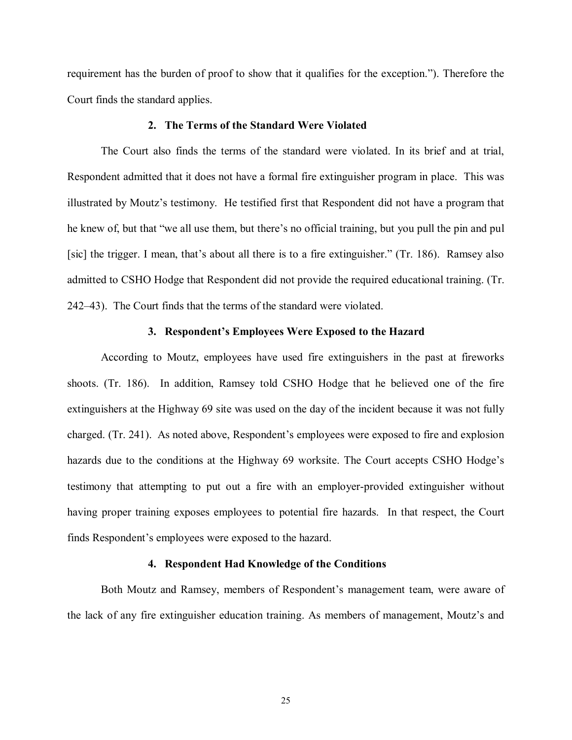requirement has the burden of proof to show that it qualifies for the exception."). Therefore the Court finds the standard applies.

### 2. The Terms of the Standard Were Violated

The Court also finds the terms of the standard were violated. In its brief and at trial, Respondent admitted that it does not have a formal fire extinguisher program in place. This was illustrated by Moutz's testimony. He testified first that Respondent did not have a program that he knew of, but that "we all use them, but there's no official training, but you pull the pin and pul [sic] the trigger. I mean, that's about all there is to a fire extinguisher." (Tr. 186). Ramsey also admitted to CSHO Hodge that Respondent did not provide the required educational training. (Tr. 242–43). The Court finds that the terms of the standard were violated.

### 3. Respondent's Employees Were Exposed to the Hazard

According to Moutz, employees have used fire extinguishers in the past at fireworks shoots. (Tr. 186). In addition, Ramsey told CSHO Hodge that he believed one of the fire extinguishers at the Highway 69 site was used on the day of the incident because it was not fully charged. (Tr. 241). As noted above, Respondent's employees were exposed to fire and explosion hazards due to the conditions at the Highway 69 worksite. The Court accepts CSHO Hodge's testimony that attempting to put out a fire with an employer-provided extinguisher without having proper training exposes employees to potential fire hazards. In that respect, the Court finds Respondent's employees were exposed to the hazard.

### 4. Respondent Had Knowledge of the Conditions

Both Moutz and Ramsey, members of Respondent's management team, were aware of the lack of any fire extinguisher education training. As members of management, Moutz's and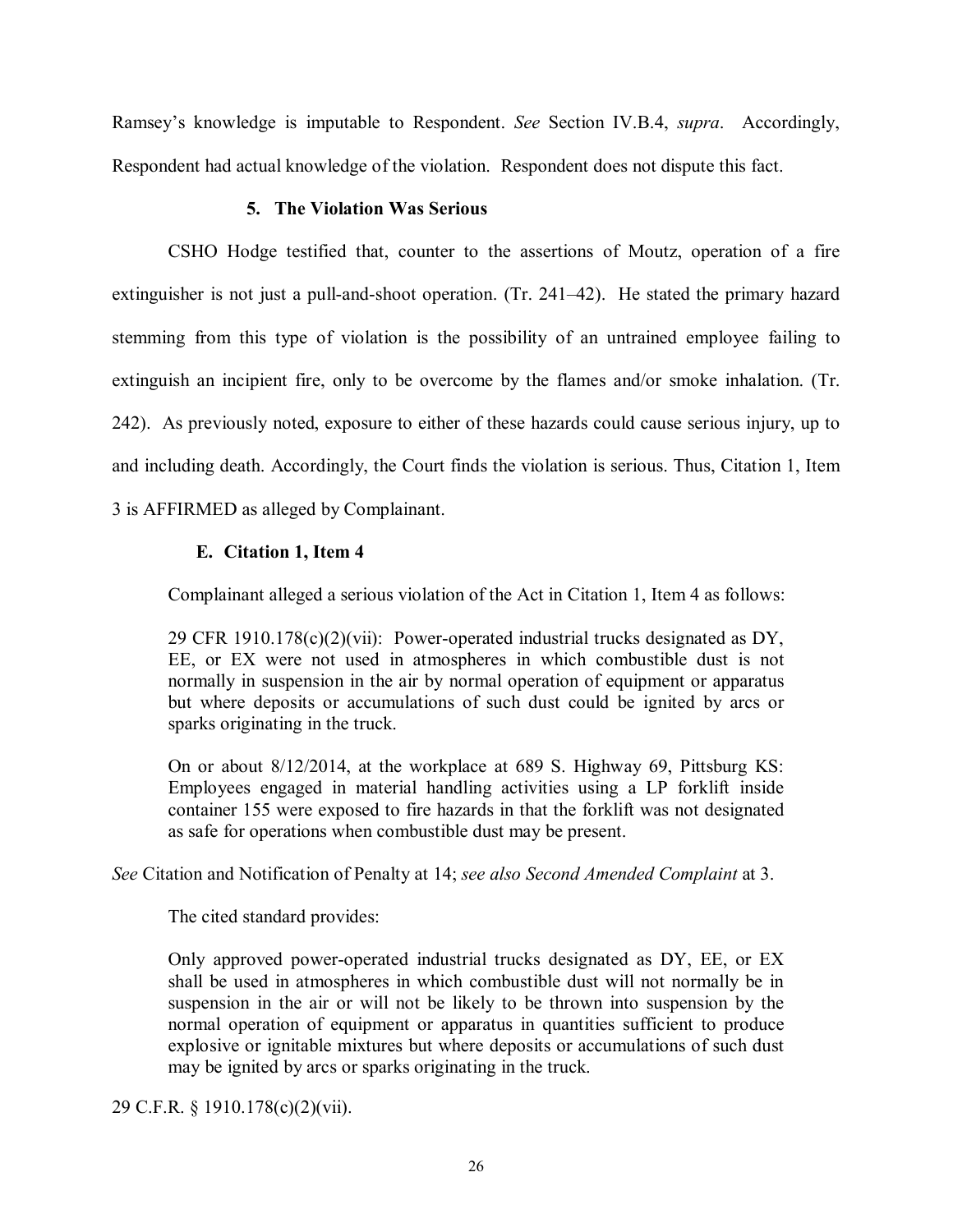Ramsey's knowledge is imputable to Respondent. *See* Section IV.B.4, *supra*. Accordingly, Respondent had actual knowledge of the violation. Respondent does not dispute this fact.

#### 5. The Violation Was Serious

CSHO Hodge testified that, counter to the assertions of Moutz, operation of a fire extinguisher is not just a pull-and-shoot operation. (Tr. 241–42). He stated the primary hazard stemming from this type of violation is the possibility of an untrained employee failing to extinguish an incipient fire, only to be overcome by the flames and/or smoke inhalation. (Tr. 242). As previously noted, exposure to either of these hazards could cause serious injury, up to and including death. Accordingly, the Court finds the violation is serious. Thus, Citation 1, Item 3 is AFFIRMED as alleged by Complainant.

### E. Citation 1, Item 4

Complainant alleged a serious violation of the Act in Citation 1, Item 4 as follows:

> 29 CFR 1910.178(c)(2)(vii): Power-operated industrial trucks designated as DY, EE, or EX were not used in atmospheres in which combustible dust is not normally in suspension in the air by normal operation of equipment or apparatus but where deposits or accumulations of such dust could be ignited by arcs or sparks originating in the truck.
>
> On or about 8/12/2014, at the workplace at 689 S. Highway 69, Pittsburg KS: Employees engaged in material handling activities using a LP forklift inside container 155 were exposed to fire hazards in that the forklift was not designated as safe for operations when combustible dust may be present.

*See* Citation and Notification of Penalty at 14; *see also Second Amended Complaint* at 3.

The cited standard provides:

> Only approved power-operated industrial trucks designated as DY, EE, or EX shall be used in atmospheres in which combustible dust will not normally be in suspension in the air or will not be likely to be thrown into suspension by the normal operation of equipment or apparatus in quantities sufficient to produce explosive or ignitable mixtures but where deposits or accumulations of such dust may be ignited by arcs or sparks originating in the truck.

29 C.F.R. § 1910.178(c)(2)(vii).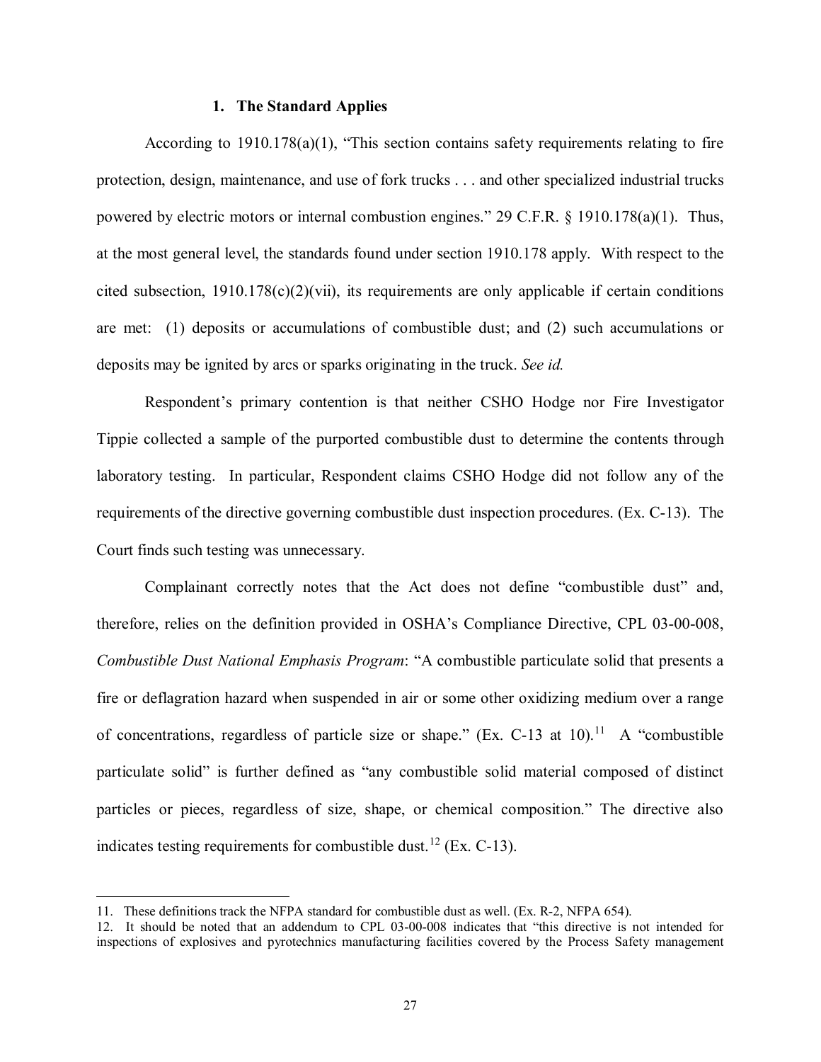### 1. The Standard Applies

According to 1910.178(a)(1), "This section contains safety requirements relating to fire protection, design, maintenance, and use of fork trucks . . . and other specialized industrial trucks powered by electric motors or internal combustion engines." 29 C.F.R. § 1910.178(a)(1). Thus, at the most general level, the standards found under section 1910.178 apply. With respect to the cited subsection, 1910.178(c)(2)(vii), its requirements are only applicable if certain conditions are met: (1) deposits or accumulations of combustible dust; and (2) such accumulations or deposits may be ignited by arcs or sparks originating in the truck. *See id.*

Respondent's primary contention is that neither CSHO Hodge nor Fire Investigator Tippie collected a sample of the purported combustible dust to determine the contents through laboratory testing. In particular, Respondent claims CSHO Hodge did not follow any of the requirements of the directive governing combustible dust inspection procedures. (Ex. C-13). The Court finds such testing was unnecessary.

Complainant correctly notes that the Act does not define "combustible dust" and, therefore, relies on the definition provided in OSHA's Compliance Directive, CPL 03-00-008, *Combustible Dust National Emphasis Program*: "A combustible particulate solid that presents a fire or deflagration hazard when suspended in air or some other oxidizing medium over a range of concentrations, regardless of particle size or shape." (Ex. C-13 at 10).[11] A "combustible particulate solid" is further defined as "any combustible solid material composed of distinct particles or pieces, regardless of size, shape, or chemical composition." The directive also indicates testing requirements for combustible dust.[12] (Ex. C-13).

---

11. These definitions track the NFPA standard for combustible dust as well. (Ex. R-2, NFPA 654).

12. It should be noted that an addendum to CPL 03-00-008 indicates that "this directive is not intended for inspections of explosives and pyrotechnics manufacturing facilities covered by the Process Safety management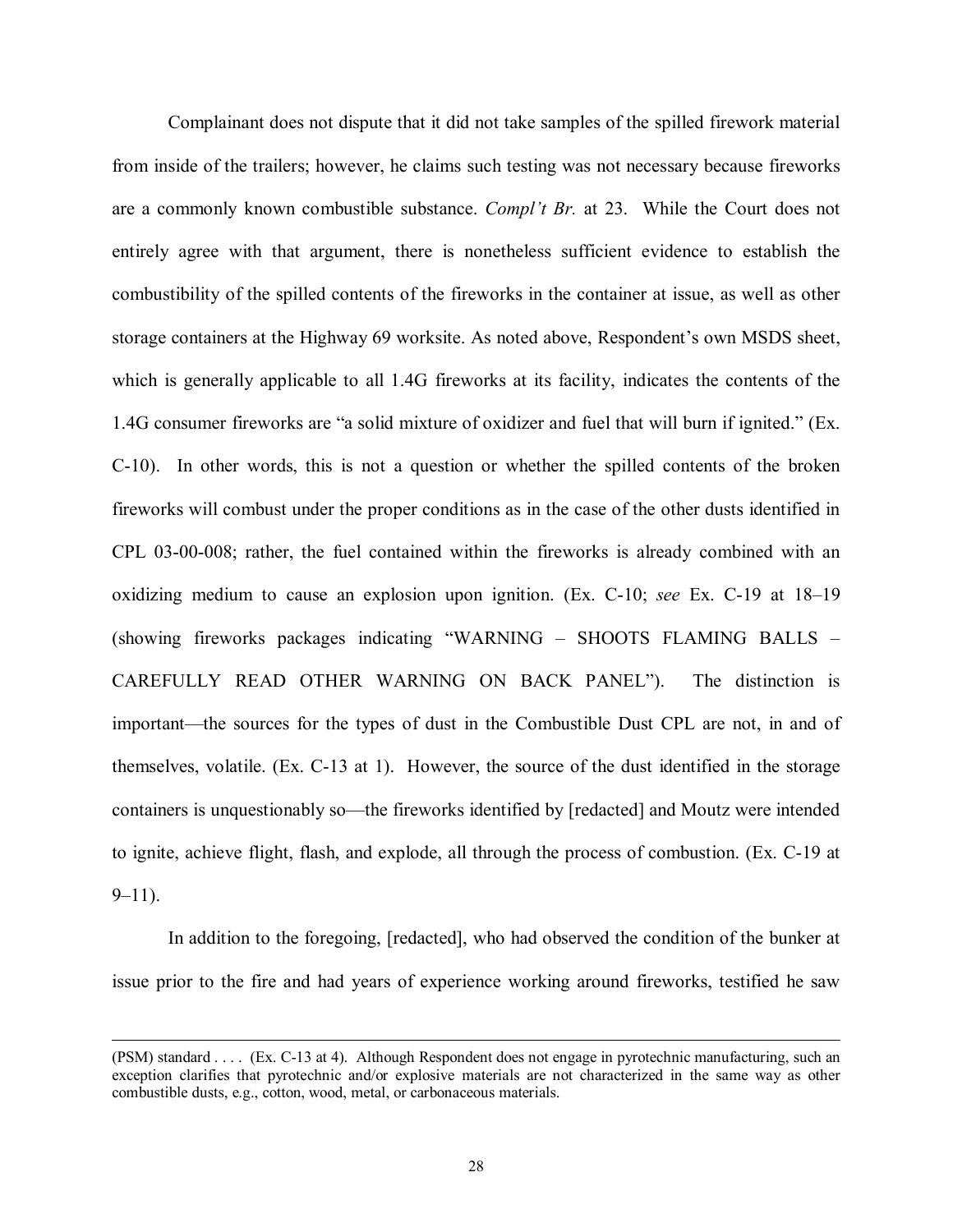Complainant does not dispute that it did not take samples of the spilled firework material from inside of the trailers; however, he claims such testing was not necessary because fireworks are a commonly known combustible substance. *Compl't Br.* at 23. While the Court does not entirely agree with that argument, there is nonetheless sufficient evidence to establish the combustibility of the spilled contents of the fireworks in the container at issue, as well as other storage containers at the Highway 69 worksite. As noted above, Respondent's own MSDS sheet, which is generally applicable to all 1.4G fireworks at its facility, indicates the contents of the 1.4G consumer fireworks are "a solid mixture of oxidizer and fuel that will burn if ignited." (Ex. C-10). In other words, this is not a question or whether the spilled contents of the broken fireworks will combust under the proper conditions as in the case of the other dusts identified in CPL 03-00-008; rather, the fuel contained within the fireworks is already combined with an oxidizing medium to cause an explosion upon ignition. (Ex. C-10; *see* Ex. C-19 at 18–19 (showing fireworks packages indicating "WARNING – SHOOTS FLAMING BALLS – CAREFULLY READ OTHER WARNING ON BACK PANEL"). The distinction is important—the sources for the types of dust in the Combustible Dust CPL are not, in and of themselves, volatile. (Ex. C-13 at 1). However, the source of the dust identified in the storage containers is unquestionably so—the fireworks identified by [redacted] and Moutz were intended to ignite, achieve flight, flash, and explode, all through the process of combustion. (Ex. C-19 at 9–11).

In addition to the foregoing, [redacted], who had observed the condition of the bunker at issue prior to the fire and had years of experience working around fireworks, testified he saw

---

(PSM) standard . . . . (Ex. C-13 at 4). Although Respondent does not engage in pyrotechnic manufacturing, such an exception clarifies that pyrotechnic and/or explosive materials are not characterized in the same way as other combustible dusts, e.g., cotton, wood, metal, or carbonaceous materials.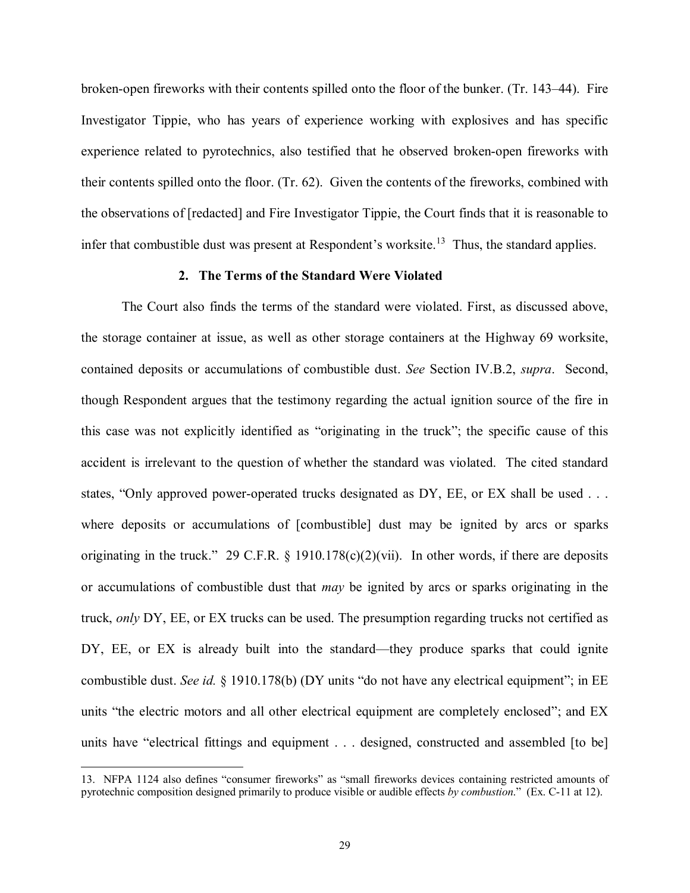broken-open fireworks with their contents spilled onto the floor of the bunker. (Tr. 143–44). Fire Investigator Tippie, who has years of experience working with explosives and has specific experience related to pyrotechnics, also testified that he observed broken-open fireworks with their contents spilled onto the floor. (Tr. 62). Given the contents of the fireworks, combined with the observations of [redacted] and Fire Investigator Tippie, the Court finds that it is reasonable to infer that combustible dust was present at Respondent's worksite.[13] Thus, the standard applies.

### 2. The Terms of the Standard Were Violated

The Court also finds the terms of the standard were violated. First, as discussed above, the storage container at issue, as well as other storage containers at the Highway 69 worksite, contained deposits or accumulations of combustible dust. *See* Section IV.B.2, *supra*. Second, though Respondent argues that the testimony regarding the actual ignition source of the fire in this case was not explicitly identified as "originating in the truck"; the specific cause of this accident is irrelevant to the question of whether the standard was violated. The cited standard states, "Only approved power-operated trucks designated as DY, EE, or EX shall be used . . . where deposits or accumulations of [combustible] dust may be ignited by arcs or sparks originating in the truck." 29 C.F.R. § 1910.178(c)(2)(vii). In other words, if there are deposits or accumulations of combustible dust that *may* be ignited by arcs or sparks originating in the truck, *only* DY, EE, or EX trucks can be used. The presumption regarding trucks not certified as DY, EE, or EX is already built into the standard—they produce sparks that could ignite combustible dust. *See id.* § 1910.178(b) (DY units "do not have any electrical equipment"; in EE units "the electric motors and all other electrical equipment are completely enclosed"; and EX units have "electrical fittings and equipment . . . designed, constructed and assembled [to be]

---

13. NFPA 1124 also defines "consumer fireworks" as "small fireworks devices containing restricted amounts of pyrotechnic composition designed primarily to produce visible or audible effects *by combustion*." (Ex. C-11 at 12).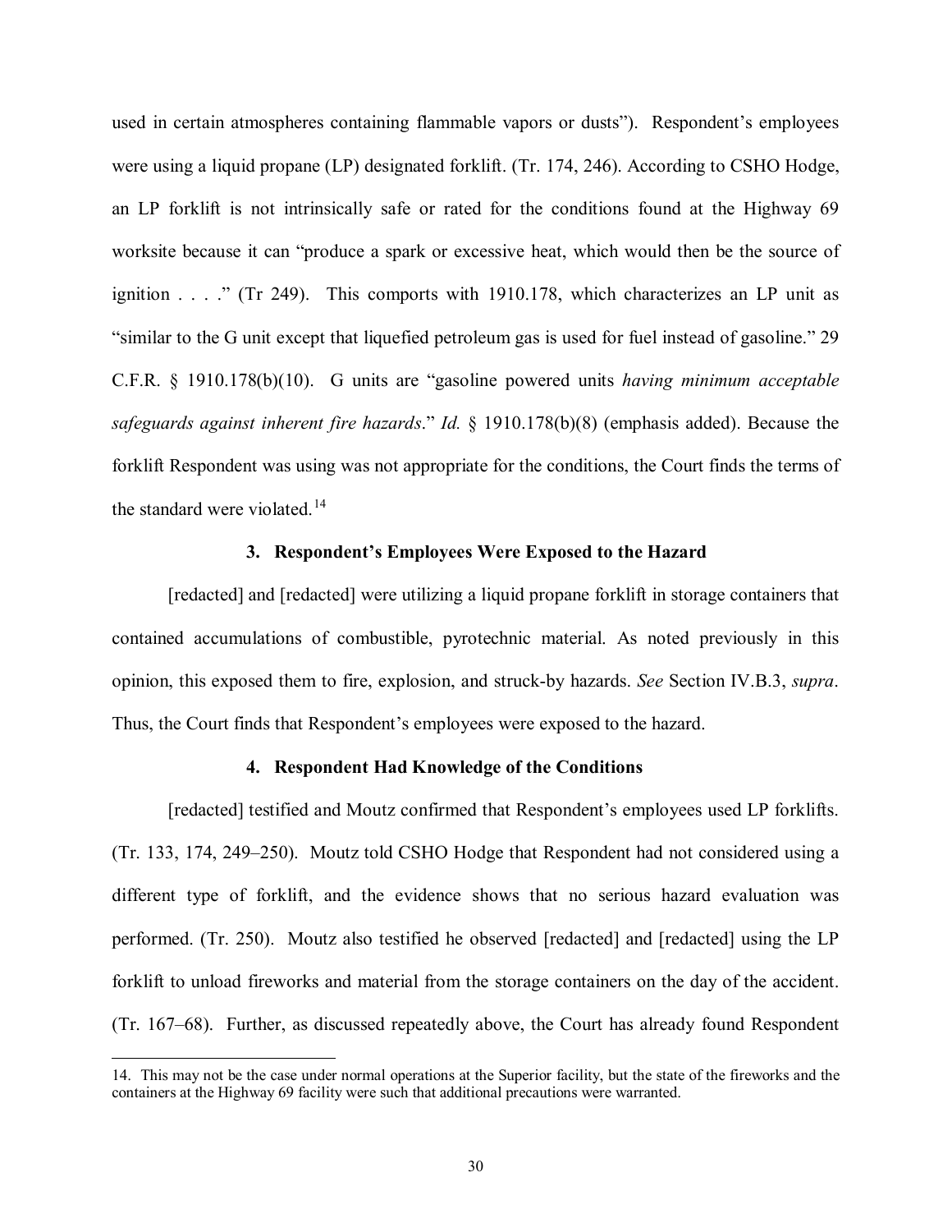used in certain atmospheres containing flammable vapors or dusts"). Respondent's employees were using a liquid propane (LP) designated forklift. (Tr. 174, 246). According to CSHO Hodge, an LP forklift is not intrinsically safe or rated for the conditions found at the Highway 69 worksite because it can "produce a spark or excessive heat, which would then be the source of ignition . . . ." (Tr 249). This comports with 1910.178, which characterizes an LP unit as "similar to the G unit except that liquefied petroleum gas is used for fuel instead of gasoline." 29 C.F.R. § 1910.178(b)(10). G units are "gasoline powered units *having minimum acceptable safeguards against inherent fire hazards*." *Id.* § 1910.178(b)(8) (emphasis added). Because the forklift Respondent was using was not appropriate for the conditions, the Court finds the terms of the standard were violated.[14]

### 3. Respondent's Employees Were Exposed to the Hazard

[redacted] and [redacted] were utilizing a liquid propane forklift in storage containers that contained accumulations of combustible, pyrotechnic material. As noted previously in this opinion, this exposed them to fire, explosion, and struck-by hazards. *See* Section IV.B.3, *supra*. Thus, the Court finds that Respondent's employees were exposed to the hazard.

### 4. Respondent Had Knowledge of the Conditions

[redacted] testified and Moutz confirmed that Respondent's employees used LP forklifts. (Tr. 133, 174, 249–250). Moutz told CSHO Hodge that Respondent had not considered using a different type of forklift, and the evidence shows that no serious hazard evaluation was performed. (Tr. 250). Moutz also testified he observed [redacted] and [redacted] using the LP forklift to unload fireworks and material from the storage containers on the day of the accident. (Tr. 167–68). Further, as discussed repeatedly above, the Court has already found Respondent

---

14. This may not be the case under normal operations at the Superior facility, but the state of the fireworks and the containers at the Highway 69 facility were such that additional precautions were warranted.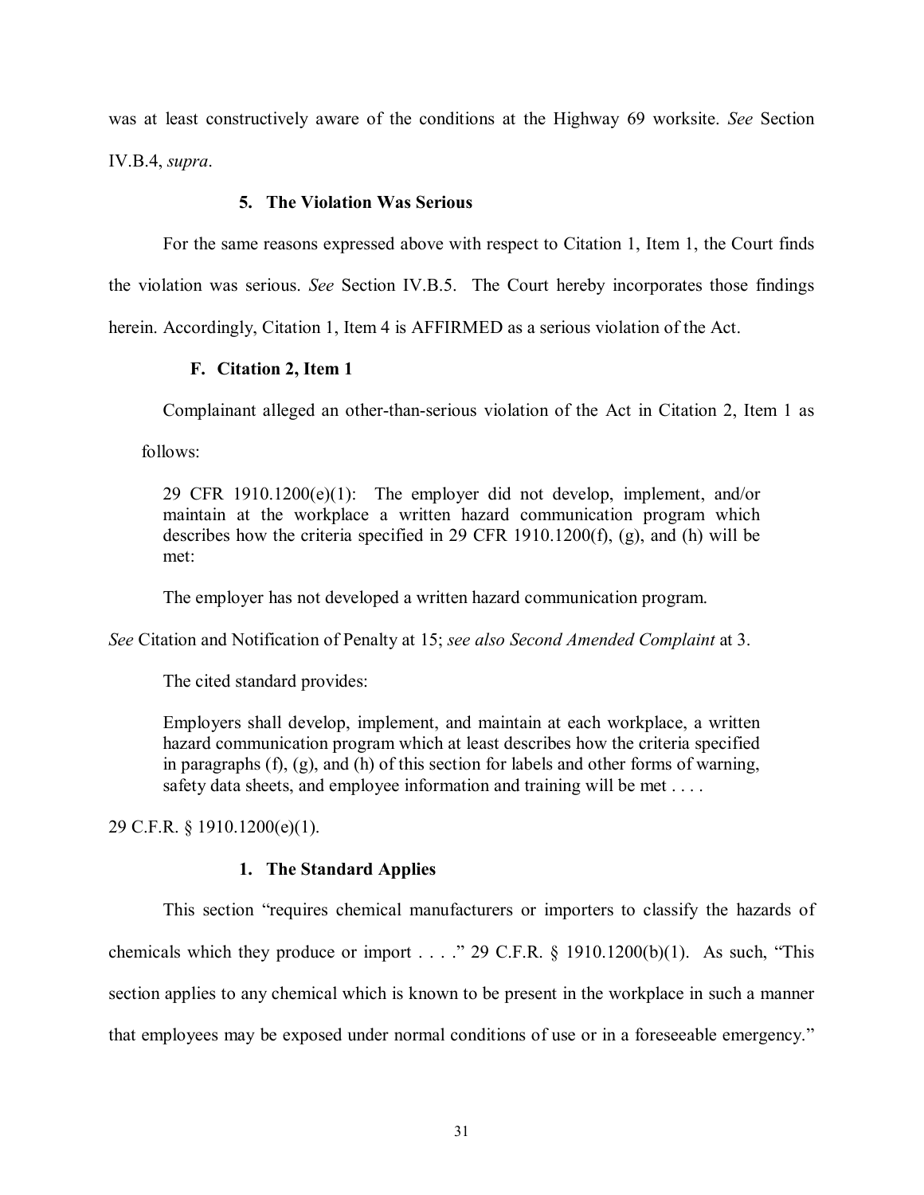was at least constructively aware of the conditions at the Highway 69 worksite. *See* Section IV.B.4, *supra*.

#### 5. The Violation Was Serious

For the same reasons expressed above with respect to Citation 1, Item 1, the Court finds the violation was serious. *See* Section IV.B.5. The Court hereby incorporates those findings herein. Accordingly, Citation 1, Item 4 is AFFIRMED as a serious violation of the Act.

### F. Citation 2, Item 1

Complainant alleged an other-than-serious violation of the Act in Citation 2, Item 1 as follows:

> 29 CFR 1910.1200(e)(1): The employer did not develop, implement, and/or maintain at the workplace a written hazard communication program which describes how the criteria specified in 29 CFR 1910.1200(f), (g), and (h) will be met:
>
> The employer has not developed a written hazard communication program.

*See* Citation and Notification of Penalty at 15; *see also Second Amended Complaint* at 3.

The cited standard provides:

> Employers shall develop, implement, and maintain at each workplace, a written hazard communication program which at least describes how the criteria specified in paragraphs (f), (g), and (h) of this section for labels and other forms of warning, safety data sheets, and employee information and training will be met . . . .

29 C.F.R. § 1910.1200(e)(1).

#### 1. The Standard Applies

This section "requires chemical manufacturers or importers to classify the hazards of chemicals which they produce or import . . . ." 29 C.F.R. § 1910.1200(b)(1). As such, "This section applies to any chemical which is known to be present in the workplace in such a manner that employees may be exposed under normal conditions of use or in a foreseeable emergency."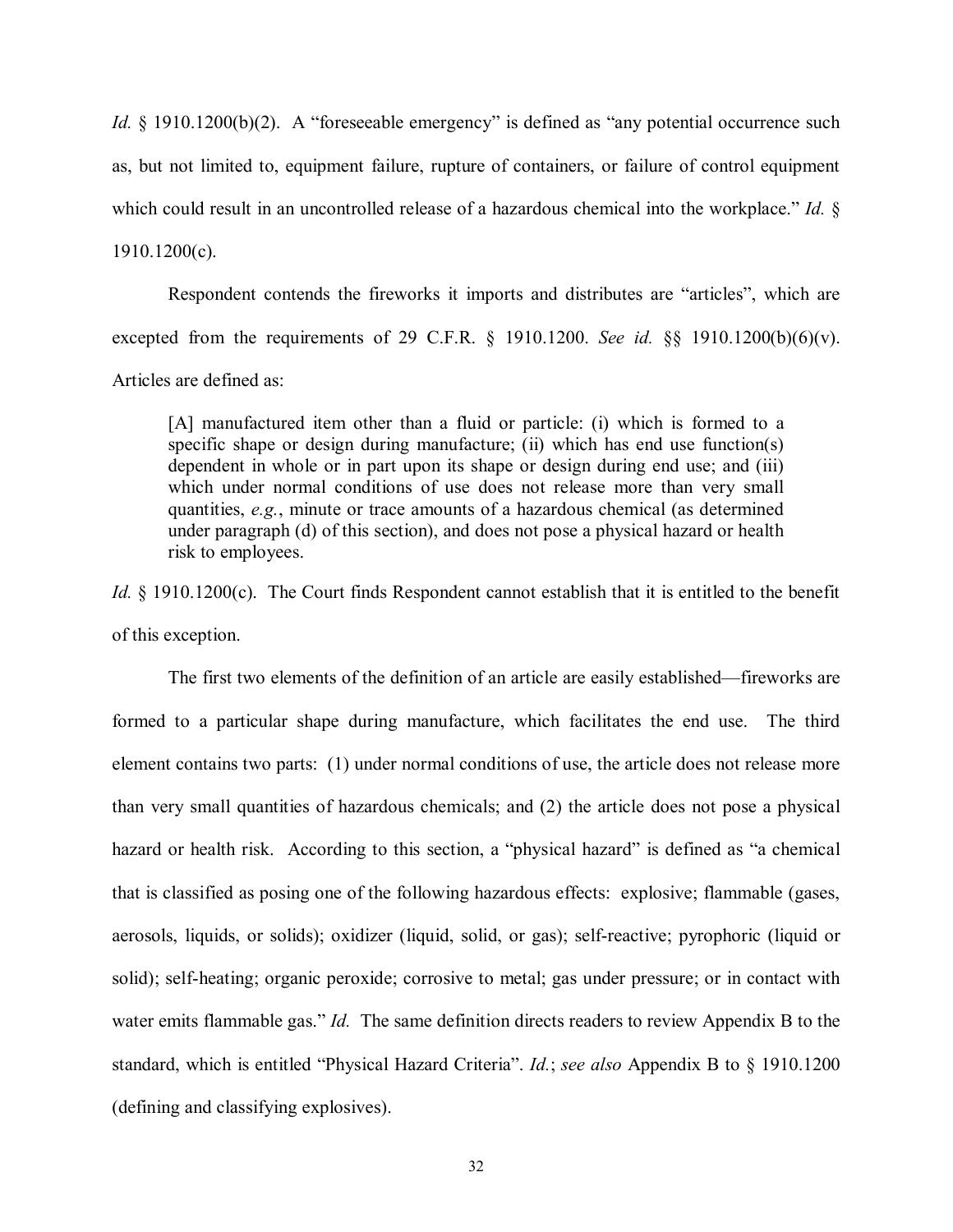*Id.* § 1910.1200(b)(2). A "foreseeable emergency" is defined as "any potential occurrence such as, but not limited to, equipment failure, rupture of containers, or failure of control equipment which could result in an uncontrolled release of a hazardous chemical into the workplace." *Id.* § 1910.1200(c).

Respondent contends the fireworks it imports and distributes are "articles", which are excepted from the requirements of 29 C.F.R. § 1910.1200. *See id.* §§ 1910.1200(b)(6)(v). Articles are defined as:

> [A] manufactured item other than a fluid or particle: (i) which is formed to a specific shape or design during manufacture; (ii) which has end use function(s) dependent in whole or in part upon its shape or design during end use; and (iii) which under normal conditions of use does not release more than very small quantities, *e.g.*, minute or trace amounts of a hazardous chemical (as determined under paragraph (d) of this section), and does not pose a physical hazard or health risk to employees.

*Id.* § 1910.1200(c). The Court finds Respondent cannot establish that it is entitled to the benefit of this exception.

The first two elements of the definition of an article are easily established—fireworks are formed to a particular shape during manufacture, which facilitates the end use. The third element contains two parts: (1) under normal conditions of use, the article does not release more than very small quantities of hazardous chemicals; and (2) the article does not pose a physical hazard or health risk. According to this section, a "physical hazard" is defined as "a chemical that is classified as posing one of the following hazardous effects: explosive; flammable (gases, aerosols, liquids, or solids); oxidizer (liquid, solid, or gas); self-reactive; pyrophoric (liquid or solid); self-heating; organic peroxide; corrosive to metal; gas under pressure; or in contact with water emits flammable gas." *Id.* The same definition directs readers to review Appendix B to the standard, which is entitled "Physical Hazard Criteria". *Id.*; *see also* Appendix B to § 1910.1200 (defining and classifying explosives).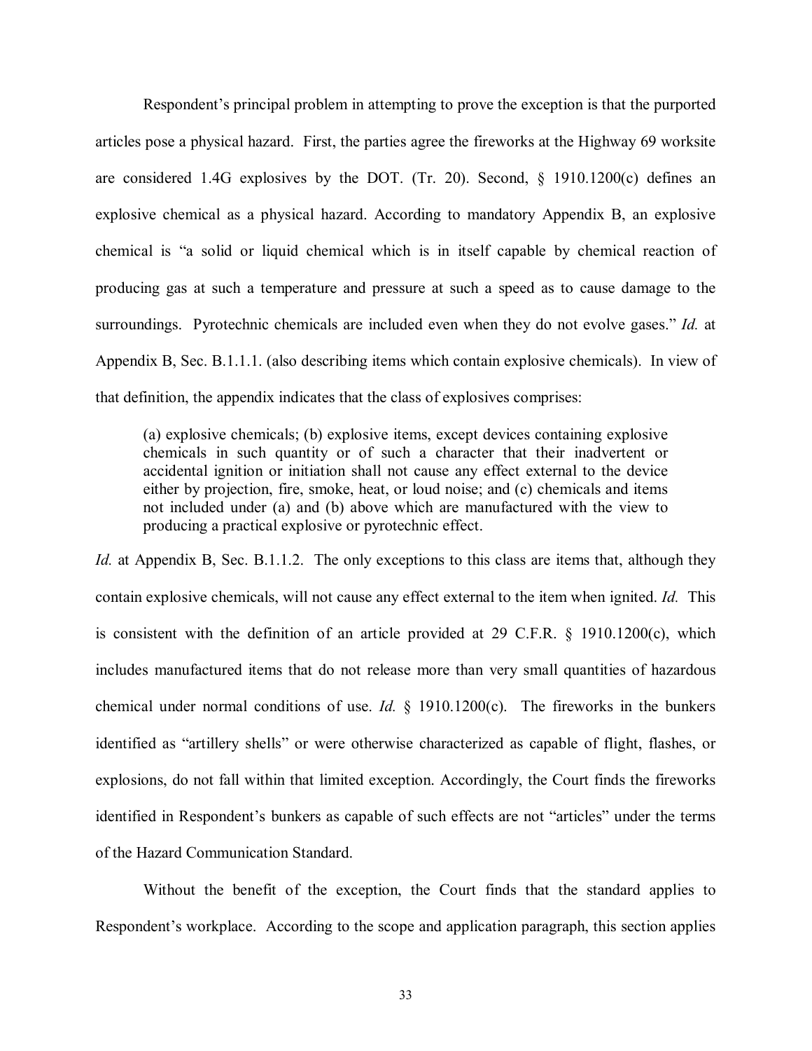Respondent's principal problem in attempting to prove the exception is that the purported articles pose a physical hazard. First, the parties agree the fireworks at the Highway 69 worksite are considered 1.4G explosives by the DOT. (Tr. 20). Second, § 1910.1200(c) defines an explosive chemical as a physical hazard. According to mandatory Appendix B, an explosive chemical is "a solid or liquid chemical which is in itself capable by chemical reaction of producing gas at such a temperature and pressure at such a speed as to cause damage to the surroundings. Pyrotechnic chemicals are included even when they do not evolve gases." *Id.* at Appendix B, Sec. B.1.1.1. (also describing items which contain explosive chemicals). In view of that definition, the appendix indicates that the class of explosives comprises:

> (a) explosive chemicals; (b) explosive items, except devices containing explosive chemicals in such quantity or of such a character that their inadvertent or accidental ignition or initiation shall not cause any effect external to the device either by projection, fire, smoke, heat, or loud noise; and (c) chemicals and items not included under (a) and (b) above which are manufactured with the view to producing a practical explosive or pyrotechnic effect.

*Id.* at Appendix B, Sec. B.1.1.2. The only exceptions to this class are items that, although they contain explosive chemicals, will not cause any effect external to the item when ignited. *Id.* This is consistent with the definition of an article provided at 29 C.F.R. § 1910.1200(c), which includes manufactured items that do not release more than very small quantities of hazardous chemical under normal conditions of use. *Id.* § 1910.1200(c). The fireworks in the bunkers identified as "artillery shells" or were otherwise characterized as capable of flight, flashes, or explosions, do not fall within that limited exception. Accordingly, the Court finds the fireworks identified in Respondent's bunkers as capable of such effects are not "articles" under the terms of the Hazard Communication Standard.

Without the benefit of the exception, the Court finds that the standard applies to Respondent's workplace. According to the scope and application paragraph, this section applies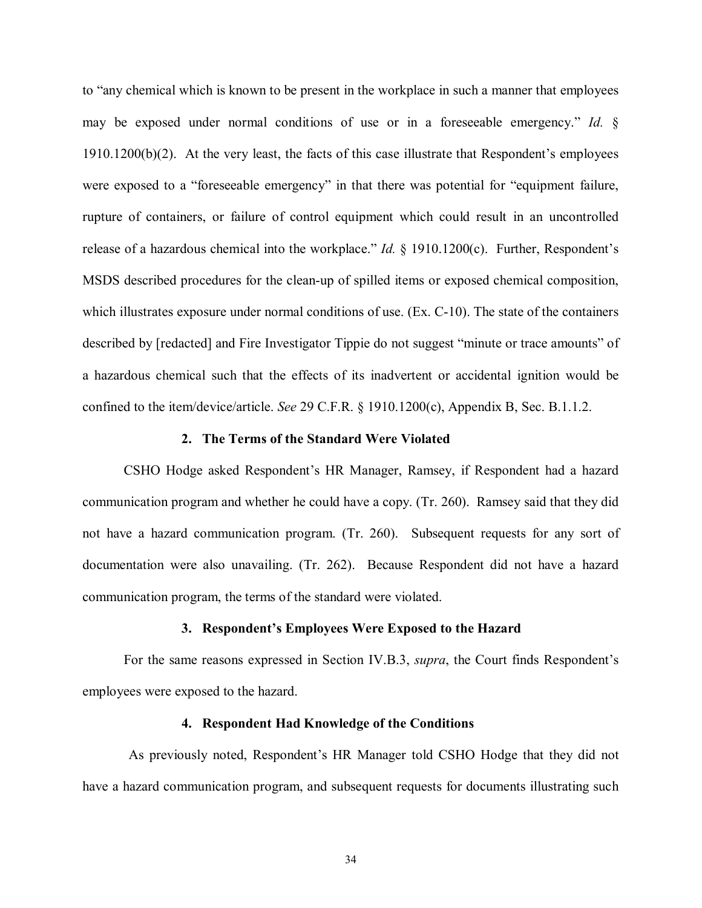to "any chemical which is known to be present in the workplace in such a manner that employees may be exposed under normal conditions of use or in a foreseeable emergency." *Id.* § 1910.1200(b)(2). At the very least, the facts of this case illustrate that Respondent's employees were exposed to a "foreseeable emergency" in that there was potential for "equipment failure, rupture of containers, or failure of control equipment which could result in an uncontrolled release of a hazardous chemical into the workplace." *Id.* § 1910.1200(c). Further, Respondent's MSDS described procedures for the clean-up of spilled items or exposed chemical composition, which illustrates exposure under normal conditions of use. (Ex. C-10). The state of the containers described by [redacted] and Fire Investigator Tippie do not suggest "minute or trace amounts" of a hazardous chemical such that the effects of its inadvertent or accidental ignition would be confined to the item/device/article. *See* 29 C.F.R. § 1910.1200(c), Appendix B, Sec. B.1.1.2.

**2. The Terms of the Standard Were Violated**

CSHO Hodge asked Respondent's HR Manager, Ramsey, if Respondent had a hazard communication program and whether he could have a copy. (Tr. 260). Ramsey said that they did not have a hazard communication program. (Tr. 260). Subsequent requests for any sort of documentation were also unavailing. (Tr. 262). Because Respondent did not have a hazard communication program, the terms of the standard were violated.

**3. Respondent's Employees Were Exposed to the Hazard**

For the same reasons expressed in Section IV.B.3, *supra*, the Court finds Respondent's employees were exposed to the hazard.

**4. Respondent Had Knowledge of the Conditions**

As previously noted, Respondent's HR Manager told CSHO Hodge that they did not have a hazard communication program, and subsequent requests for documents illustrating such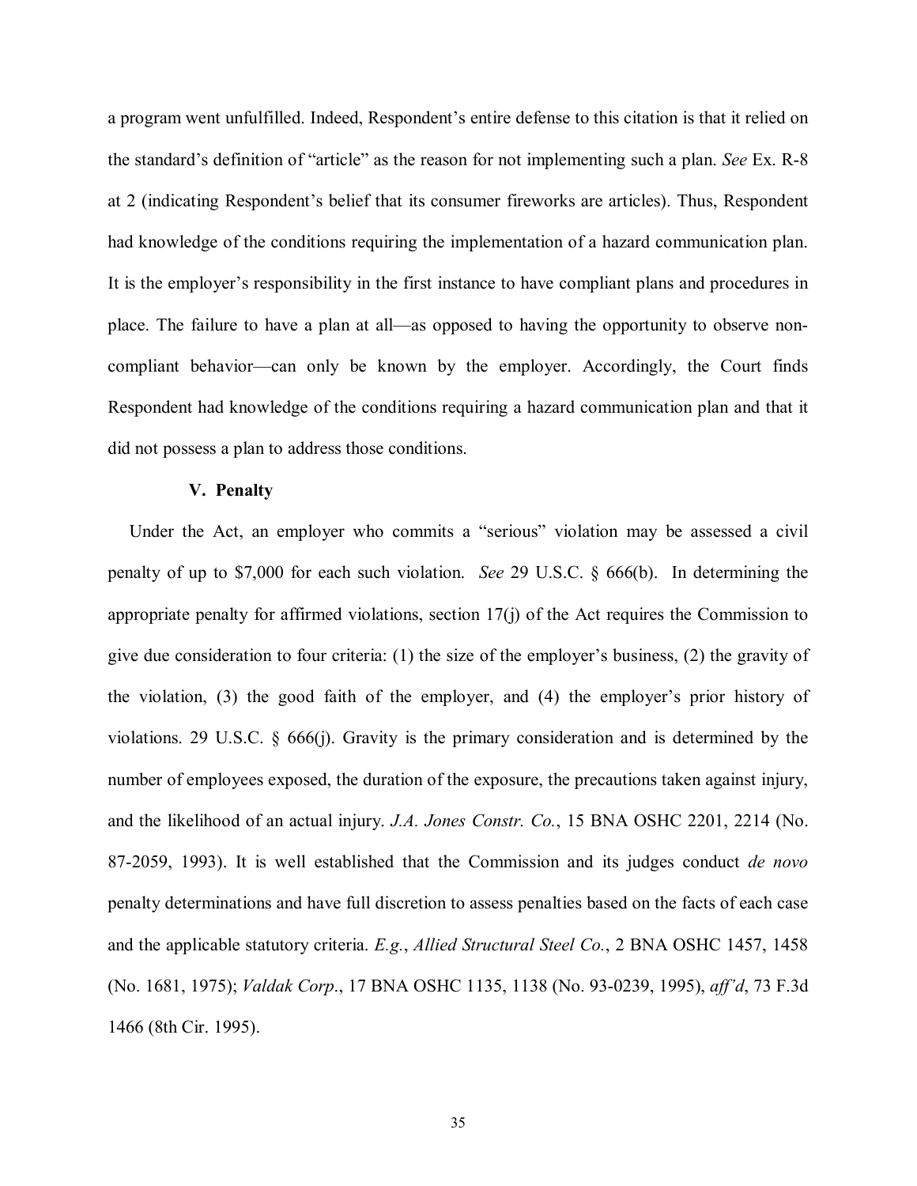a program went unfulfilled. Indeed, Respondent's entire defense to this citation is that it relied on the standard's definition of "article" as the reason for not implementing such a plan. *See* Ex. R-8 at 2 (indicating Respondent's belief that its consumer fireworks are articles). Thus, Respondent had knowledge of the conditions requiring the implementation of a hazard communication plan. It is the employer's responsibility in the first instance to have compliant plans and procedures in place. The failure to have a plan at all—as opposed to having the opportunity to observe non-compliant behavior—can only be known by the employer. Accordingly, the Court finds Respondent had knowledge of the conditions requiring a hazard communication plan and that it did not possess a plan to address those conditions.

### V. Penalty

Under the Act, an employer who commits a "serious" violation may be assessed a civil penalty of up to $7,000 for each such violation. *See* 29 U.S.C. § 666(b). In determining the appropriate penalty for affirmed violations, section 17(j) of the Act requires the Commission to give due consideration to four criteria: (1) the size of the employer's business, (2) the gravity of the violation, (3) the good faith of the employer, and (4) the employer's prior history of violations. 29 U.S.C. § 666(j). Gravity is the primary consideration and is determined by the number of employees exposed, the duration of the exposure, the precautions taken against injury, and the likelihood of an actual injury. *J.A. Jones Constr. Co.*, 15 BNA OSHC 2201, 2214 (No. 87-2059, 1993). It is well established that the Commission and its judges conduct *de novo* penalty determinations and have full discretion to assess penalties based on the facts of each case and the applicable statutory criteria. *E.g.*, *Allied Structural Steel Co.*, 2 BNA OSHC 1457, 1458 (No. 1681, 1975); *Valdak Corp*., 17 BNA OSHC 1135, 1138 (No. 93-0239, 1995), *aff'd*, 73 F.3d 1466 (8th Cir. 1995).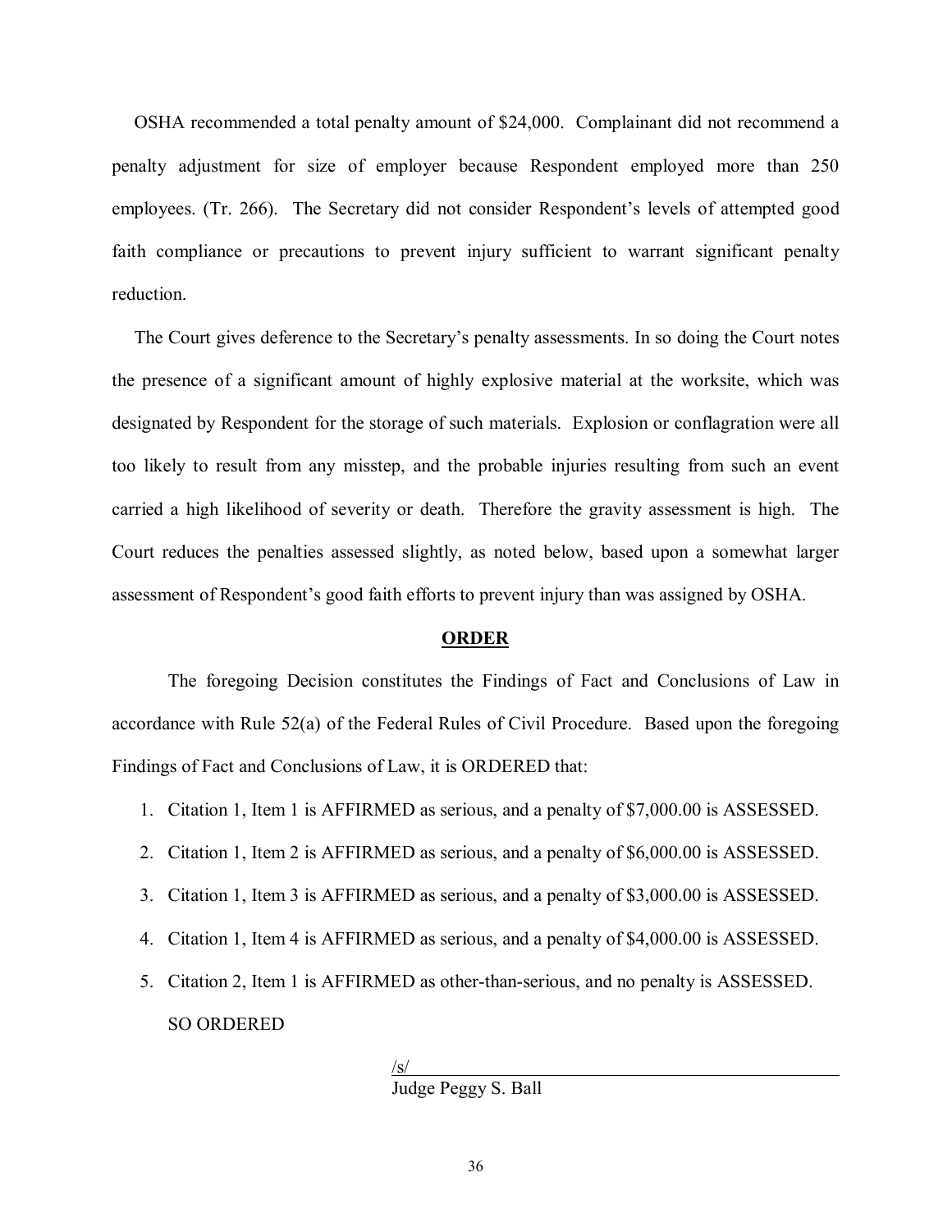OSHA recommended a total penalty amount of $24,000. Complainant did not recommend a penalty adjustment for size of employer because Respondent employed more than 250 employees. (Tr. 266). The Secretary did not consider Respondent's levels of attempted good faith compliance or precautions to prevent injury sufficient to warrant significant penalty reduction.

The Court gives deference to the Secretary's penalty assessments. In so doing the Court notes the presence of a significant amount of highly explosive material at the worksite, which was designated by Respondent for the storage of such materials. Explosion or conflagration were all too likely to result from any misstep, and the probable injuries resulting from such an event carried a high likelihood of severity or death. Therefore the gravity assessment is high. The Court reduces the penalties assessed slightly, as noted below, based upon a somewhat larger assessment of Respondent's good faith efforts to prevent injury than was assigned by OSHA.

## ORDER

The foregoing Decision constitutes the Findings of Fact and Conclusions of Law in accordance with Rule 52(a) of the Federal Rules of Civil Procedure. Based upon the foregoing Findings of Fact and Conclusions of Law, it is ORDERED that:

1. Citation 1, Item 1 is AFFIRMED as serious, and a penalty of $7,000.00 is ASSESSED.
2. Citation 1, Item 2 is AFFIRMED as serious, and a penalty of $6,000.00 is ASSESSED.
3. Citation 1, Item 3 is AFFIRMED as serious, and a penalty of $3,000.00 is ASSESSED.
4. Citation 1, Item 4 is AFFIRMED as serious, and a penalty of $4,000.00 is ASSESSED.
5. Citation 2, Item 1 is AFFIRMED as other-than-serious, and no penalty is ASSESSED.

SO ORDERED

/s/

Judge Peggy S. Ball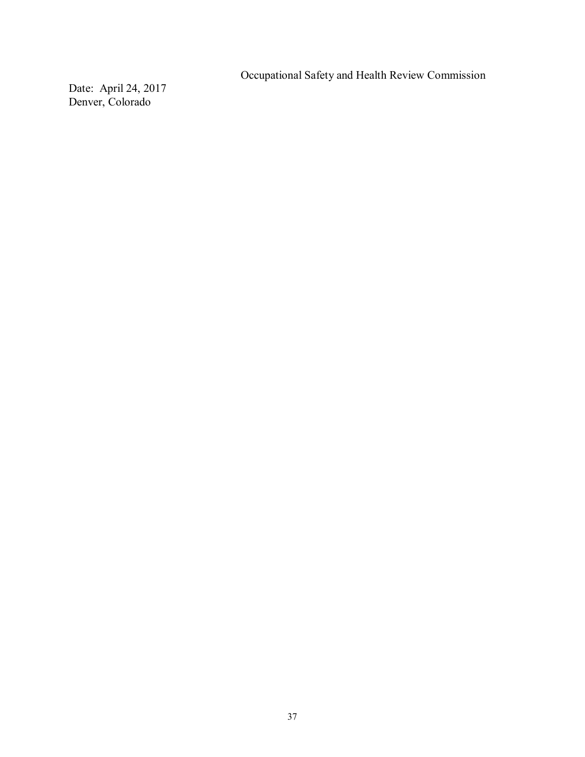Occupational Safety and Health Review Commission

Date: April 24, 2017
Denver, Colorado